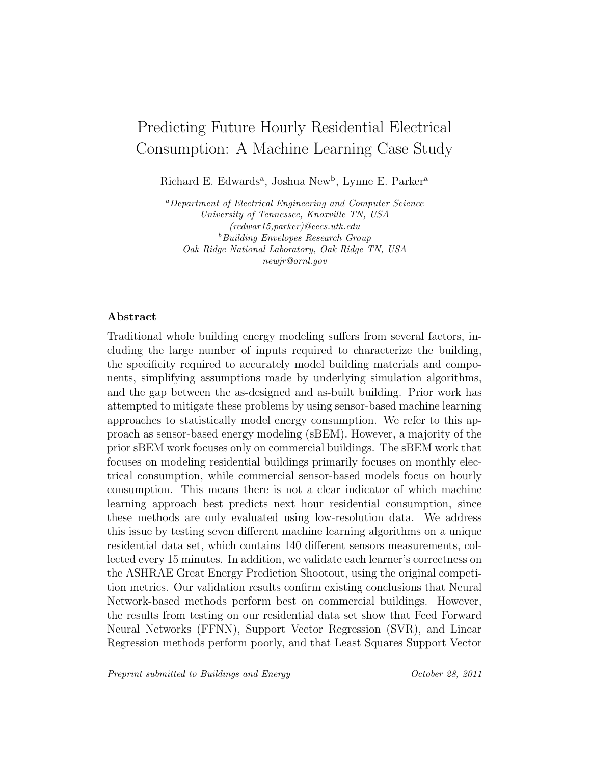# Predicting Future Hourly Residential Electrical Consumption: A Machine Learning Case Study

Richard E. Edwards[a], Joshua New[b], Lynne E. Parker[a]

[a] *Department of Electrical Engineering and Computer Science*
*University of Tennessee, Knoxville TN, USA*
*(redwar15,parker)@eecs.utk.edu*
[b] *Building Envelopes Research Group*
*Oak Ridge National Laboratory, Oak Ridge TN, USA*
*newjr@ornl.gov*

---

## Abstract

Traditional whole building energy modeling suffers from several factors, including the large number of inputs required to characterize the building, the specificity required to accurately model building materials and components, simplifying assumptions made by underlying simulation algorithms, and the gap between the as-designed and as-built building. Prior work has attempted to mitigate these problems by using sensor-based machine learning approaches to statistically model energy consumption. We refer to this approach as sensor-based energy modeling (sBEM). However, a majority of the prior sBEM work focuses only on commercial buildings. The sBEM work that focuses on modeling residential buildings primarily focuses on monthly electrical consumption, while commercial sensor-based models focus on hourly consumption. This means there is not a clear indicator of which machine learning approach best predicts next hour residential consumption, since these methods are only evaluated using low-resolution data. We address this issue by testing seven different machine learning algorithms on a unique residential data set, which contains 140 different sensors measurements, collected every 15 minutes. In addition, we validate each learner's correctness on the ASHRAE Great Energy Prediction Shootout, using the original competition metrics. Our validation results confirm existing conclusions that Neural Network-based methods perform best on commercial buildings. However, the results from testing on our residential data set show that Feed Forward Neural Networks (FFNN), Support Vector Regression (SVR), and Linear Regression methods perform poorly, and that Least Squares Support Vector

*Preprint submitted to Buildings and Energy* *October 28, 2011*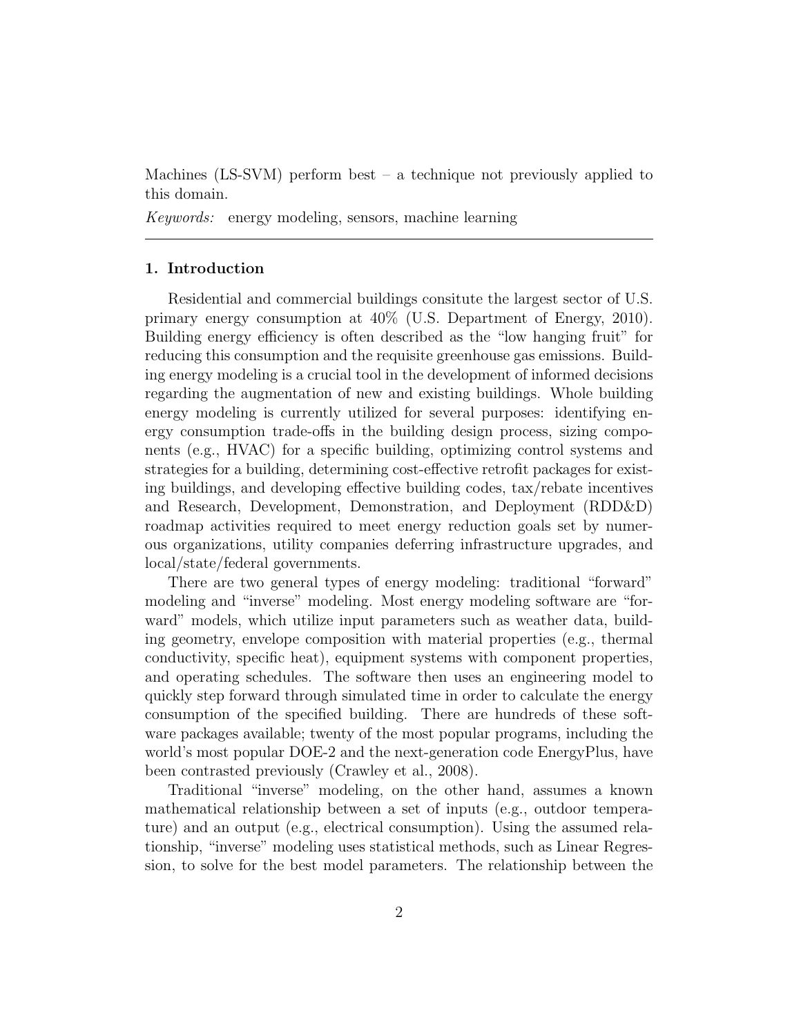Machines (LS-SVM) perform best – a technique not previously applied to this domain.

*Keywords:* energy modeling, sensors, machine learning

---

## 1. Introduction

Residential and commercial buildings consitute the largest sector of U.S. primary energy consumption at 40% (U.S. Department of Energy, 2010). Building energy efficiency is often described as the "low hanging fruit" for reducing this consumption and the requisite greenhouse gas emissions. Building energy modeling is a crucial tool in the development of informed decisions regarding the augmentation of new and existing buildings. Whole building energy modeling is currently utilized for several purposes: identifying energy consumption trade-offs in the building design process, sizing components (e.g., HVAC) for a specific building, optimizing control systems and strategies for a building, determining cost-effective retrofit packages for existing buildings, and developing effective building codes, tax/rebate incentives and Research, Development, Demonstration, and Deployment (RDD&D) roadmap activities required to meet energy reduction goals set by numerous organizations, utility companies deferring infrastructure upgrades, and local/state/federal governments.

There are two general types of energy modeling: traditional "forward" modeling and "inverse" modeling. Most energy modeling software are "forward" models, which utilize input parameters such as weather data, building geometry, envelope composition with material properties (e.g., thermal conductivity, specific heat), equipment systems with component properties, and operating schedules. The software then uses an engineering model to quickly step forward through simulated time in order to calculate the energy consumption of the specified building. There are hundreds of these software packages available; twenty of the most popular programs, including the world's most popular DOE-2 and the next-generation code EnergyPlus, have been contrasted previously (Crawley et al., 2008).

Traditional "inverse" modeling, on the other hand, assumes a known mathematical relationship between a set of inputs (e.g., outdoor temperature) and an output (e.g., electrical consumption). Using the assumed relationship, "inverse" modeling uses statistical methods, such as Linear Regression, to solve for the best model parameters. The relationship between the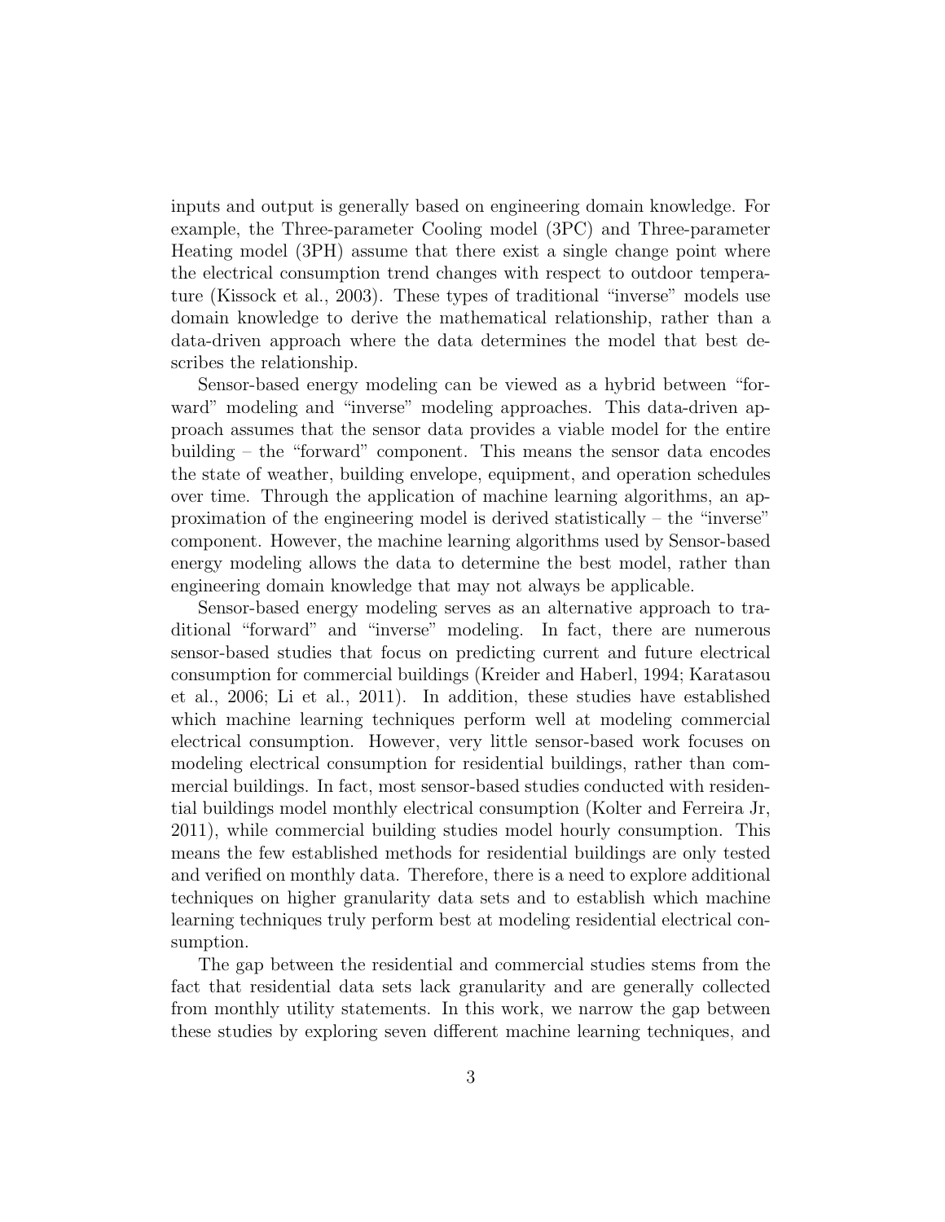inputs and output is generally based on engineering domain knowledge. For example, the Three-parameter Cooling model (3PC) and Three-parameter Heating model (3PH) assume that there exist a single change point where the electrical consumption trend changes with respect to outdoor temperature (Kissock et al., 2003). These types of traditional "inverse" models use domain knowledge to derive the mathematical relationship, rather than a data-driven approach where the data determines the model that best describes the relationship.

Sensor-based energy modeling can be viewed as a hybrid between "forward" modeling and "inverse" modeling approaches. This data-driven approach assumes that the sensor data provides a viable model for the entire building – the "forward" component. This means the sensor data encodes the state of weather, building envelope, equipment, and operation schedules over time. Through the application of machine learning algorithms, an approximation of the engineering model is derived statistically – the "inverse" component. However, the machine learning algorithms used by Sensor-based energy modeling allows the data to determine the best model, rather than engineering domain knowledge that may not always be applicable.

Sensor-based energy modeling serves as an alternative approach to traditional "forward" and "inverse" modeling. In fact, there are numerous sensor-based studies that focus on predicting current and future electrical consumption for commercial buildings (Kreider and Haberl, 1994; Karatasou et al., 2006; Li et al., 2011). In addition, these studies have established which machine learning techniques perform well at modeling commercial electrical consumption. However, very little sensor-based work focuses on modeling electrical consumption for residential buildings, rather than commercial buildings. In fact, most sensor-based studies conducted with residential buildings model monthly electrical consumption (Kolter and Ferreira Jr, 2011), while commercial building studies model hourly consumption. This means the few established methods for residential buildings are only tested and verified on monthly data. Therefore, there is a need to explore additional techniques on higher granularity data sets and to establish which machine learning techniques truly perform best at modeling residential electrical consumption.

The gap between the residential and commercial studies stems from the fact that residential data sets lack granularity and are generally collected from monthly utility statements. In this work, we narrow the gap between these studies by exploring seven different machine learning techniques, and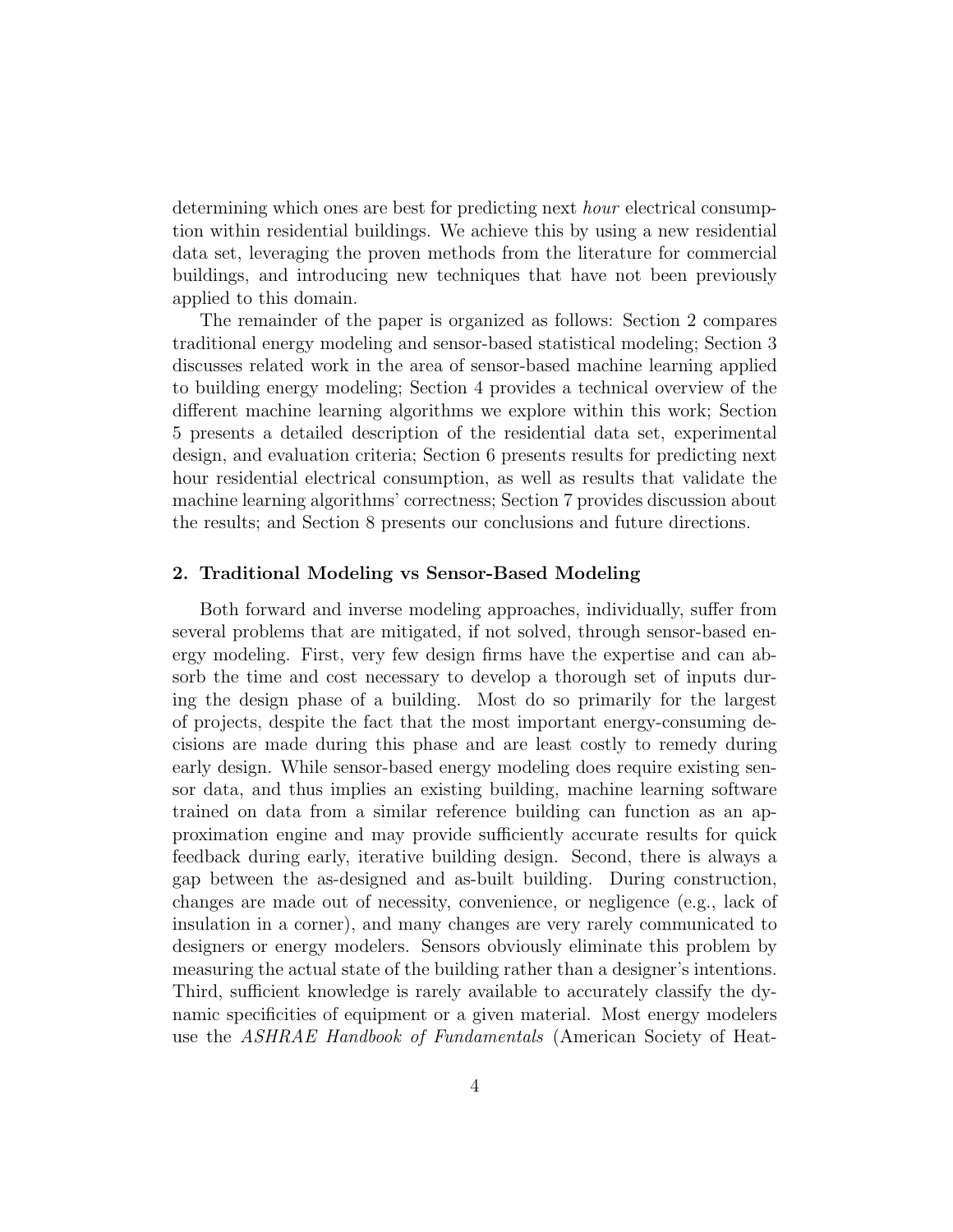determining which ones are best for predicting next *hour* electrical consumption within residential buildings. We achieve this by using a new residential data set, leveraging the proven methods from the literature for commercial buildings, and introducing new techniques that have not been previously applied to this domain.

The remainder of the paper is organized as follows: Section 2 compares traditional energy modeling and sensor-based statistical modeling; Section 3 discusses related work in the area of sensor-based machine learning applied to building energy modeling; Section 4 provides a technical overview of the different machine learning algorithms we explore within this work; Section 5 presents a detailed description of the residential data set, experimental design, and evaluation criteria; Section 6 presents results for predicting next hour residential electrical consumption, as well as results that validate the machine learning algorithms' correctness; Section 7 provides discussion about the results; and Section 8 presents our conclusions and future directions.

## 2. Traditional Modeling vs Sensor-Based Modeling

Both forward and inverse modeling approaches, individually, suffer from several problems that are mitigated, if not solved, through sensor-based energy modeling. First, very few design firms have the expertise and can absorb the time and cost necessary to develop a thorough set of inputs during the design phase of a building. Most do so primarily for the largest of projects, despite the fact that the most important energy-consuming decisions are made during this phase and are least costly to remedy during early design. While sensor-based energy modeling does require existing sensor data, and thus implies an existing building, machine learning software trained on data from a similar reference building can function as an approximation engine and may provide sufficiently accurate results for quick feedback during early, iterative building design. Second, there is always a gap between the as-designed and as-built building. During construction, changes are made out of necessity, convenience, or negligence (e.g., lack of insulation in a corner), and many changes are very rarely communicated to designers or energy modelers. Sensors obviously eliminate this problem by measuring the actual state of the building rather than a designer's intentions. Third, sufficient knowledge is rarely available to accurately classify the dynamic specificities of equipment or a given material. Most energy modelers use the *ASHRAE Handbook of Fundamentals* (American Society of Heat-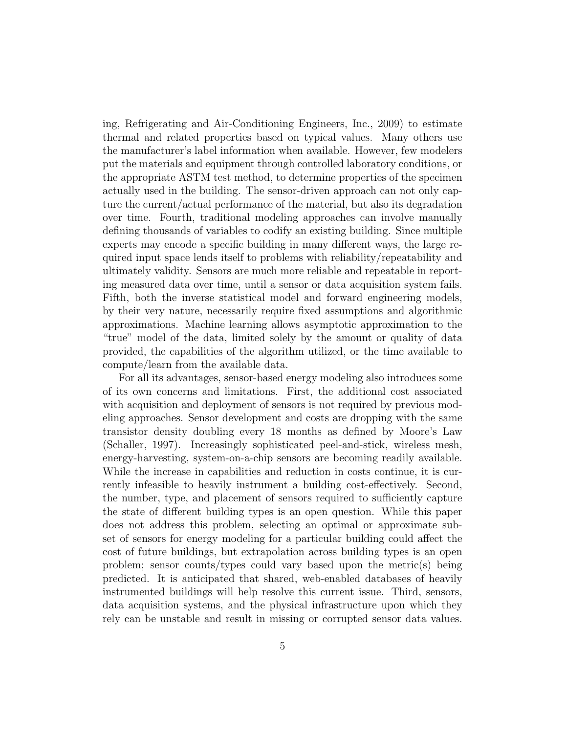ing, Refrigerating and Air-Conditioning Engineers, Inc., 2009) to estimate thermal and related properties based on typical values. Many others use the manufacturer's label information when available. However, few modelers put the materials and equipment through controlled laboratory conditions, or the appropriate ASTM test method, to determine properties of the specimen actually used in the building. The sensor-driven approach can not only capture the current/actual performance of the material, but also its degradation over time. Fourth, traditional modeling approaches can involve manually defining thousands of variables to codify an existing building. Since multiple experts may encode a specific building in many different ways, the large required input space lends itself to problems with reliability/repeatability and ultimately validity. Sensors are much more reliable and repeatable in reporting measured data over time, until a sensor or data acquisition system fails. Fifth, both the inverse statistical model and forward engineering models, by their very nature, necessarily require fixed assumptions and algorithmic approximations. Machine learning allows asymptotic approximation to the "true" model of the data, limited solely by the amount or quality of data provided, the capabilities of the algorithm utilized, or the time available to compute/learn from the available data.

For all its advantages, sensor-based energy modeling also introduces some of its own concerns and limitations. First, the additional cost associated with acquisition and deployment of sensors is not required by previous modeling approaches. Sensor development and costs are dropping with the same transistor density doubling every 18 months as defined by Moore's Law (Schaller, 1997). Increasingly sophisticated peel-and-stick, wireless mesh, energy-harvesting, system-on-a-chip sensors are becoming readily available. While the increase in capabilities and reduction in costs continue, it is currently infeasible to heavily instrument a building cost-effectively. Second, the number, type, and placement of sensors required to sufficiently capture the state of different building types is an open question. While this paper does not address this problem, selecting an optimal or approximate subset of sensors for energy modeling for a particular building could affect the cost of future buildings, but extrapolation across building types is an open problem; sensor counts/types could vary based upon the metric(s) being predicted. It is anticipated that shared, web-enabled databases of heavily instrumented buildings will help resolve this current issue. Third, sensors, data acquisition systems, and the physical infrastructure upon which they rely can be unstable and result in missing or corrupted sensor data values.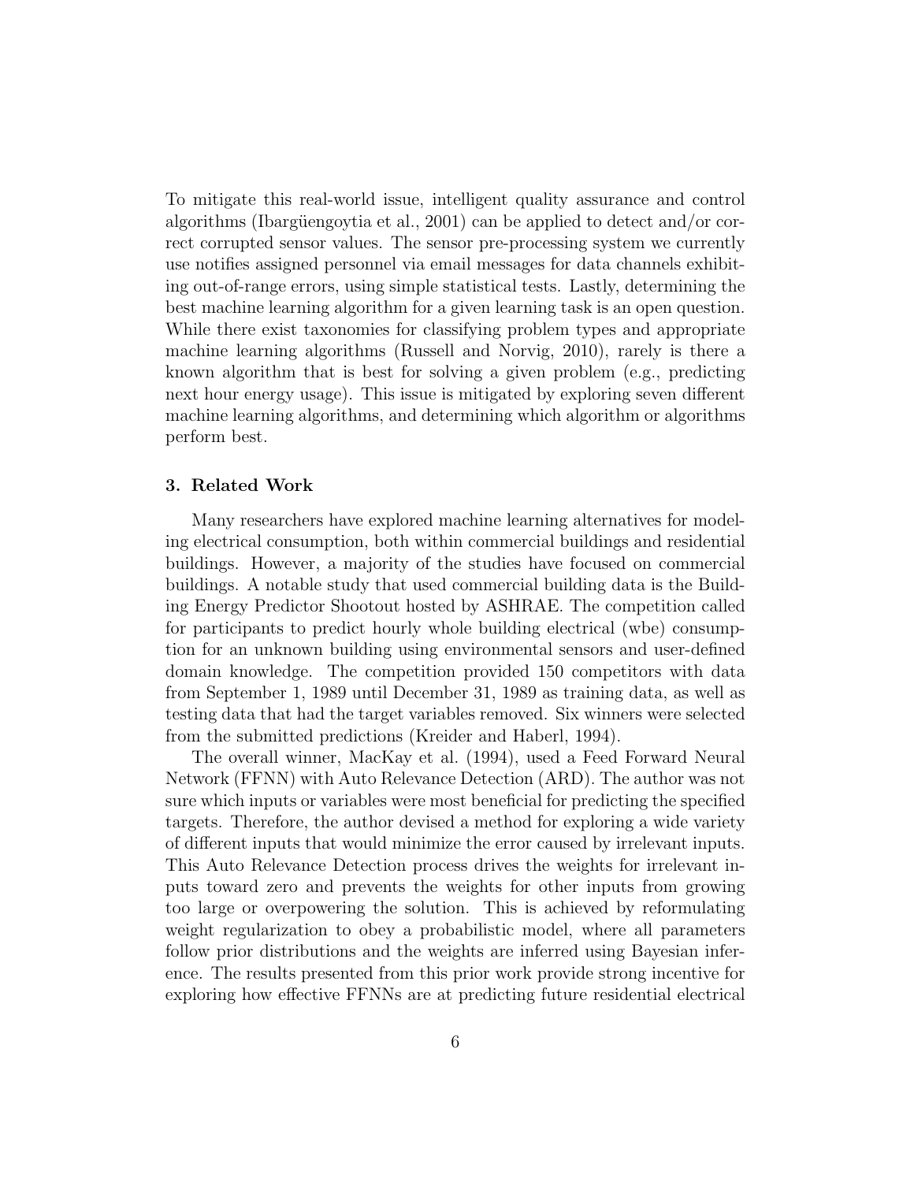To mitigate this real-world issue, intelligent quality assurance and control algorithms (Ibargüengoytia et al., 2001) can be applied to detect and/or correct corrupted sensor values. The sensor pre-processing system we currently use notifies assigned personnel via email messages for data channels exhibiting out-of-range errors, using simple statistical tests. Lastly, determining the best machine learning algorithm for a given learning task is an open question. While there exist taxonomies for classifying problem types and appropriate machine learning algorithms (Russell and Norvig, 2010), rarely is there a known algorithm that is best for solving a given problem (e.g., predicting next hour energy usage). This issue is mitigated by exploring seven different machine learning algorithms, and determining which algorithm or algorithms perform best.

## 3. Related Work

Many researchers have explored machine learning alternatives for modeling electrical consumption, both within commercial buildings and residential buildings. However, a majority of the studies have focused on commercial buildings. A notable study that used commercial building data is the Building Energy Predictor Shootout hosted by ASHRAE. The competition called for participants to predict hourly whole building electrical (wbe) consumption for an unknown building using environmental sensors and user-defined domain knowledge. The competition provided 150 competitors with data from September 1, 1989 until December 31, 1989 as training data, as well as testing data that had the target variables removed. Six winners were selected from the submitted predictions (Kreider and Haberl, 1994).

The overall winner, MacKay et al. (1994), used a Feed Forward Neural Network (FFNN) with Auto Relevance Detection (ARD). The author was not sure which inputs or variables were most beneficial for predicting the specified targets. Therefore, the author devised a method for exploring a wide variety of different inputs that would minimize the error caused by irrelevant inputs. This Auto Relevance Detection process drives the weights for irrelevant inputs toward zero and prevents the weights for other inputs from growing too large or overpowering the solution. This is achieved by reformulating weight regularization to obey a probabilistic model, where all parameters follow prior distributions and the weights are inferred using Bayesian inference. The results presented from this prior work provide strong incentive for exploring how effective FFNNs are at predicting future residential electrical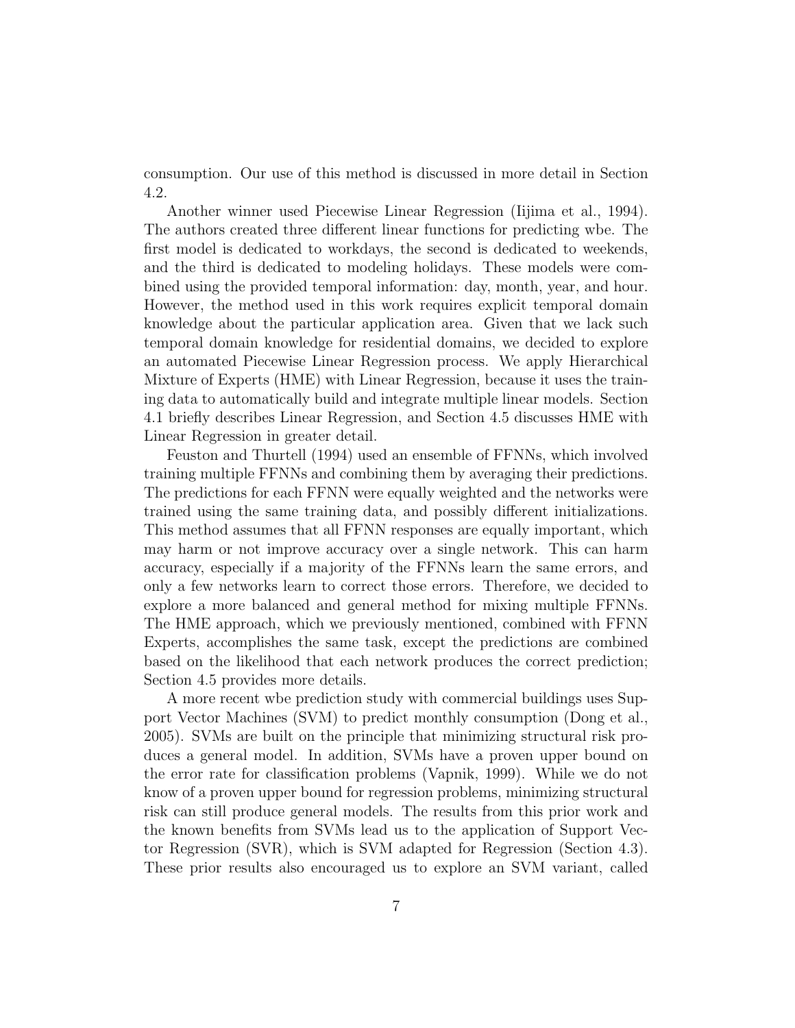consumption. Our use of this method is discussed in more detail in Section 4.2.

Another winner used Piecewise Linear Regression (Iijima et al., 1994). The authors created three different linear functions for predicting wbe. The first model is dedicated to workdays, the second is dedicated to weekends, and the third is dedicated to modeling holidays. These models were combined using the provided temporal information: day, month, year, and hour. However, the method used in this work requires explicit temporal domain knowledge about the particular application area. Given that we lack such temporal domain knowledge for residential domains, we decided to explore an automated Piecewise Linear Regression process. We apply Hierarchical Mixture of Experts (HME) with Linear Regression, because it uses the training data to automatically build and integrate multiple linear models. Section 4.1 briefly describes Linear Regression, and Section 4.5 discusses HME with Linear Regression in greater detail.

Feuston and Thurtell (1994) used an ensemble of FFNNs, which involved training multiple FFNNs and combining them by averaging their predictions. The predictions for each FFNN were equally weighted and the networks were trained using the same training data, and possibly different initializations. This method assumes that all FFNN responses are equally important, which may harm or not improve accuracy over a single network. This can harm accuracy, especially if a majority of the FFNNs learn the same errors, and only a few networks learn to correct those errors. Therefore, we decided to explore a more balanced and general method for mixing multiple FFNNs. The HME approach, which we previously mentioned, combined with FFNN Experts, accomplishes the same task, except the predictions are combined based on the likelihood that each network produces the correct prediction; Section 4.5 provides more details.

A more recent wbe prediction study with commercial buildings uses Support Vector Machines (SVM) to predict monthly consumption (Dong et al., 2005). SVMs are built on the principle that minimizing structural risk produces a general model. In addition, SVMs have a proven upper bound on the error rate for classification problems (Vapnik, 1999). While we do not know of a proven upper bound for regression problems, minimizing structural risk can still produce general models. The results from this prior work and the known benefits from SVMs lead us to the application of Support Vector Regression (SVR), which is SVM adapted for Regression (Section 4.3). These prior results also encouraged us to explore an SVM variant, called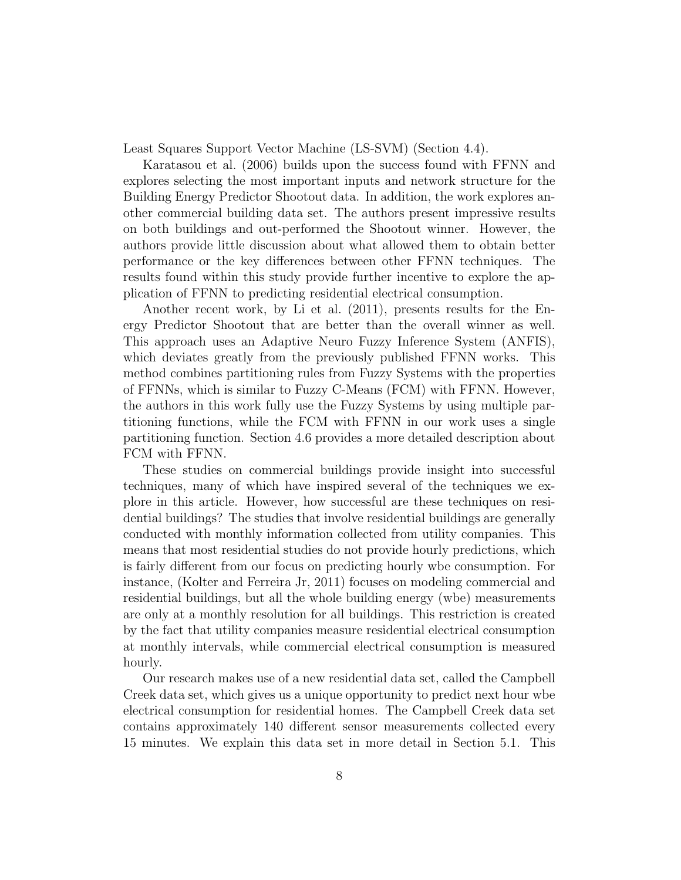Least Squares Support Vector Machine (LS-SVM) (Section 4.4).

Karatasou et al. (2006) builds upon the success found with FFNN and explores selecting the most important inputs and network structure for the Building Energy Predictor Shootout data. In addition, the work explores another commercial building data set. The authors present impressive results on both buildings and out-performed the Shootout winner. However, the authors provide little discussion about what allowed them to obtain better performance or the key differences between other FFNN techniques. The results found within this study provide further incentive to explore the application of FFNN to predicting residential electrical consumption.

Another recent work, by Li et al. (2011), presents results for the Energy Predictor Shootout that are better than the overall winner as well. This approach uses an Adaptive Neuro Fuzzy Inference System (ANFIS), which deviates greatly from the previously published FFNN works. This method combines partitioning rules from Fuzzy Systems with the properties of FFNNs, which is similar to Fuzzy C-Means (FCM) with FFNN. However, the authors in this work fully use the Fuzzy Systems by using multiple partitioning functions, while the FCM with FFNN in our work uses a single partitioning function. Section 4.6 provides a more detailed description about FCM with FFNN.

These studies on commercial buildings provide insight into successful techniques, many of which have inspired several of the techniques we explore in this article. However, how successful are these techniques on residential buildings? The studies that involve residential buildings are generally conducted with monthly information collected from utility companies. This means that most residential studies do not provide hourly predictions, which is fairly different from our focus on predicting hourly wbe consumption. For instance, (Kolter and Ferreira Jr, 2011) focuses on modeling commercial and residential buildings, but all the whole building energy (wbe) measurements are only at a monthly resolution for all buildings. This restriction is created by the fact that utility companies measure residential electrical consumption at monthly intervals, while commercial electrical consumption is measured hourly.

Our research makes use of a new residential data set, called the Campbell Creek data set, which gives us a unique opportunity to predict next hour wbe electrical consumption for residential homes. The Campbell Creek data set contains approximately 140 different sensor measurements collected every 15 minutes. We explain this data set in more detail in Section 5.1. This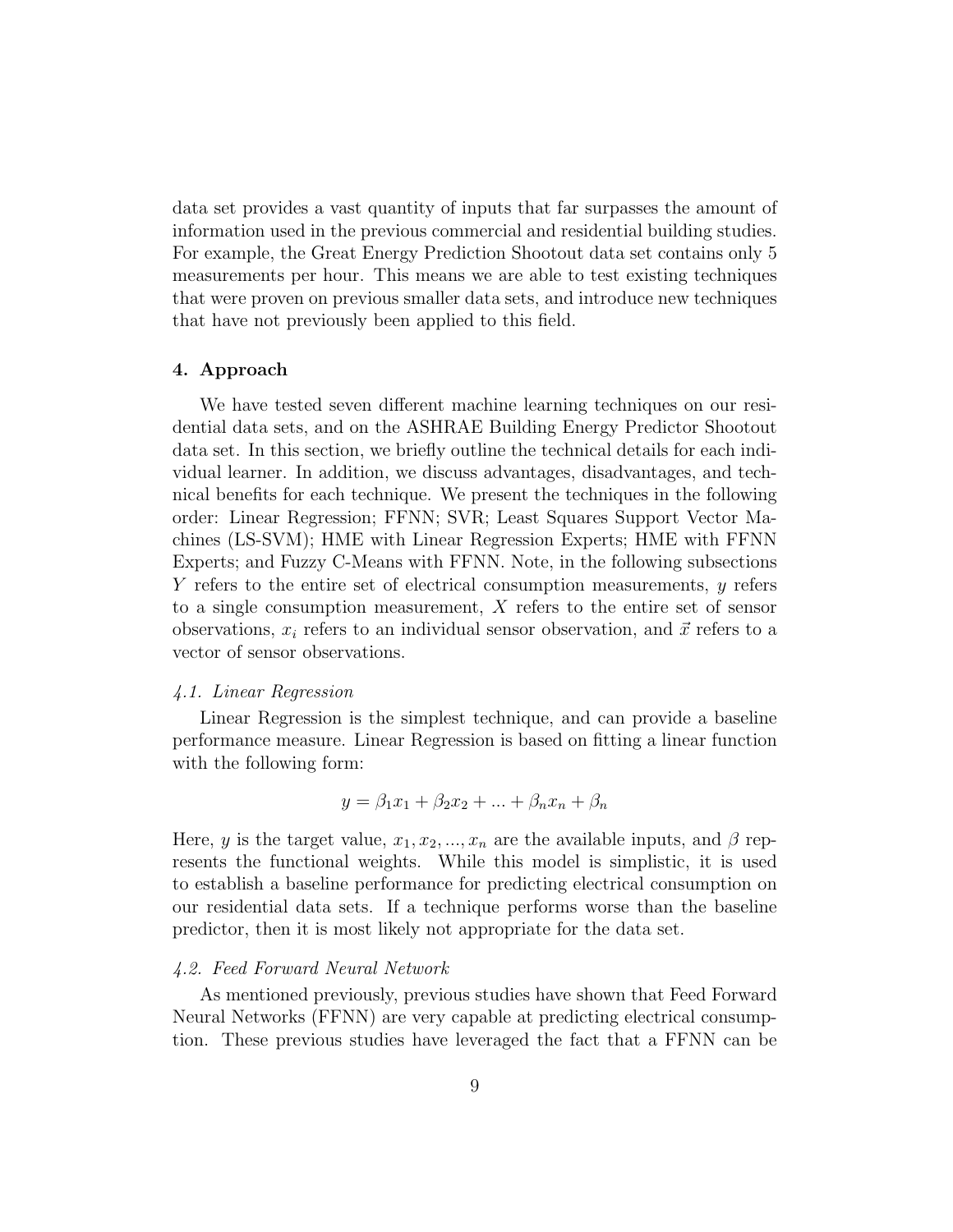data set provides a vast quantity of inputs that far surpasses the amount of information used in the previous commercial and residential building studies. For example, the Great Energy Prediction Shootout data set contains only 5 measurements per hour. This means we are able to test existing techniques that were proven on previous smaller data sets, and introduce new techniques that have not previously been applied to this field.

## 4. Approach

We have tested seven different machine learning techniques on our residential data sets, and on the ASHRAE Building Energy Predictor Shootout data set. In this section, we briefly outline the technical details for each individual learner. In addition, we discuss advantages, disadvantages, and technical benefits for each technique. We present the techniques in the following order: Linear Regression; FFNN; SVR; Least Squares Support Vector Machines (LS-SVM); HME with Linear Regression Experts; HME with FFNN Experts; and Fuzzy C-Means with FFNN. Note, in the following subsections $Y$ refers to the entire set of electrical consumption measurements, $y$ refers to a single consumption measurement, $X$ refers to the entire set of sensor observations, $x_i$ refers to an individual sensor observation, and $\vec{x}$ refers to a vector of sensor observations.

### *4.1. Linear Regression*

Linear Regression is the simplest technique, and can provide a baseline performance measure. Linear Regression is based on fitting a linear function with the following form:

$$y = \beta_1 x_1 + \beta_2 x_2 + ... + \beta_n x_n + \beta_n$$

Here, $y$ is the target value, $x_1, x_2, ..., x_n$ are the available inputs, and $\beta$ represents the functional weights. While this model is simplistic, it is used to establish a baseline performance for predicting electrical consumption on our residential data sets. If a technique performs worse than the baseline predictor, then it is most likely not appropriate for the data set.

### *4.2. Feed Forward Neural Network*

As mentioned previously, previous studies have shown that Feed Forward Neural Networks (FFNN) are very capable at predicting electrical consumption. These previous studies have leveraged the fact that a FFNN can be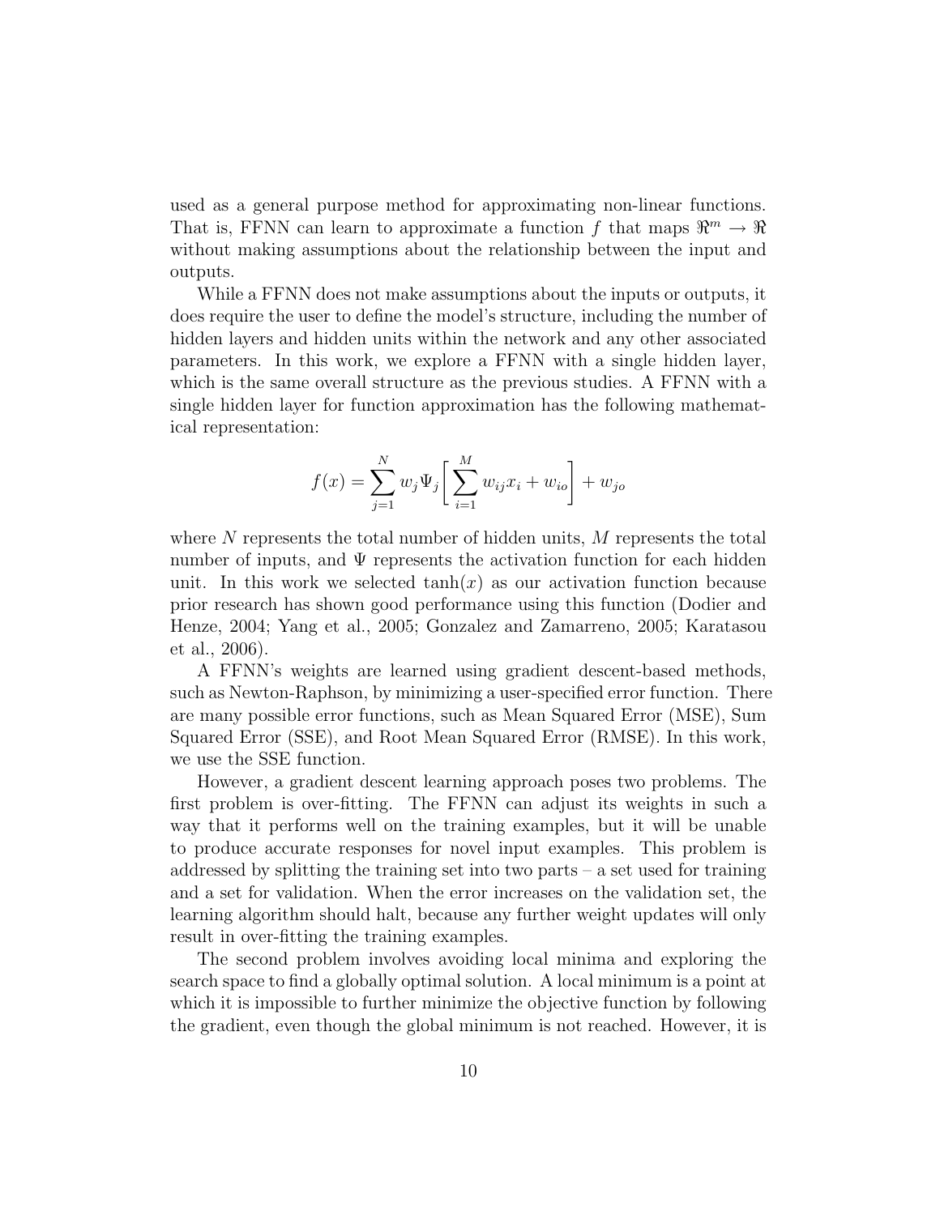used as a general purpose method for approximating non-linear functions. That is, FFNN can learn to approximate a function $f$ that maps $\Re^m \rightarrow \Re$ without making assumptions about the relationship between the input and outputs.

While a FFNN does not make assumptions about the inputs or outputs, it does require the user to define the model's structure, including the number of hidden layers and hidden units within the network and any other associated parameters. In this work, we explore a FFNN with a single hidden layer, which is the same overall structure as the previous studies. A FFNN with a single hidden layer for function approximation has the following mathematical representation:

$$f(x) = \sum_{j=1}^{N} w_j \Psi_j \left[ \sum_{i=1}^{M} w_{ij} x_i + w_{io} \right] + w_{jo}$$

where $N$ represents the total number of hidden units, $M$ represents the total number of inputs, and $\Psi$ represents the activation function for each hidden unit. In this work we selected $\tanh(x)$ as our activation function because prior research has shown good performance using this function (Dodier and Henze, 2004; Yang et al., 2005; Gonzalez and Zamarreno, 2005; Karatasou et al., 2006).

A FFNN's weights are learned using gradient descent-based methods, such as Newton-Raphson, by minimizing a user-specified error function. There are many possible error functions, such as Mean Squared Error (MSE), Sum Squared Error (SSE), and Root Mean Squared Error (RMSE). In this work, we use the SSE function.

However, a gradient descent learning approach poses two problems. The first problem is over-fitting. The FFNN can adjust its weights in such a way that it performs well on the training examples, but it will be unable to produce accurate responses for novel input examples. This problem is addressed by splitting the training set into two parts – a set used for training and a set for validation. When the error increases on the validation set, the learning algorithm should halt, because any further weight updates will only result in over-fitting the training examples.

The second problem involves avoiding local minima and exploring the search space to find a globally optimal solution. A local minimum is a point at which it is impossible to further minimize the objective function by following the gradient, even though the global minimum is not reached. However, it is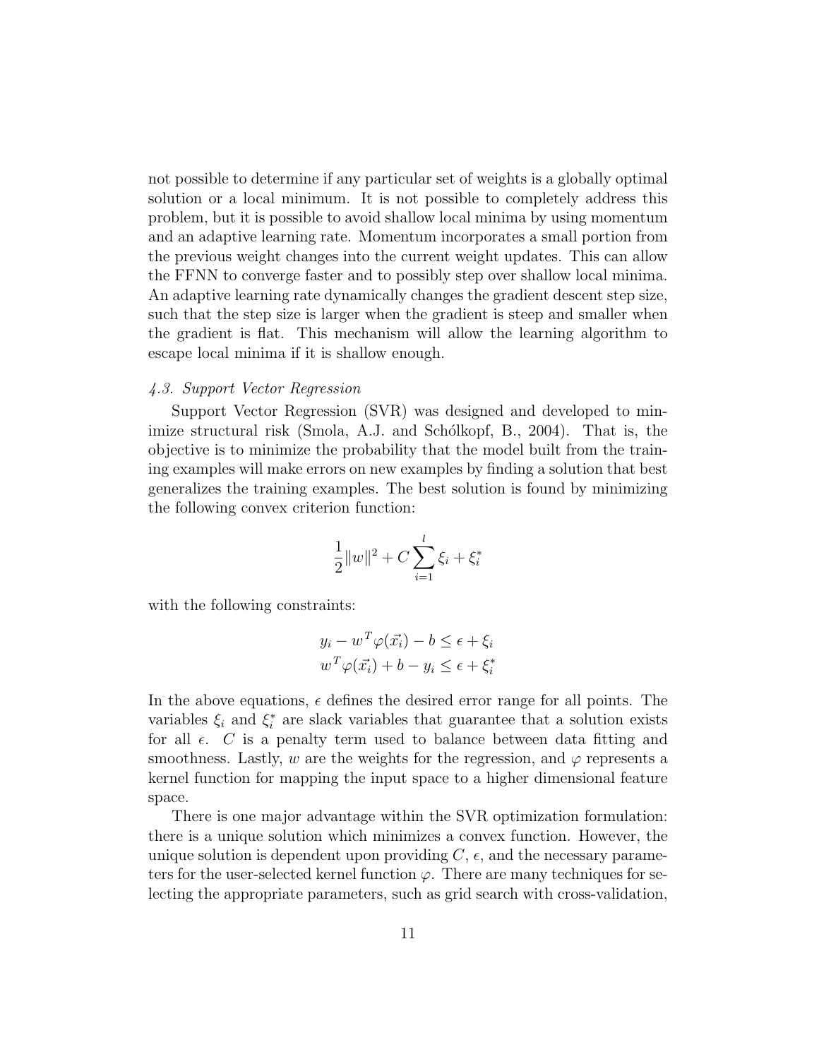not possible to determine if any particular set of weights is a globally optimal solution or a local minimum. It is not possible to completely address this problem, but it is possible to avoid shallow local minima by using momentum and an adaptive learning rate. Momentum incorporates a small portion from the previous weight changes into the current weight updates. This can allow the FFNN to converge faster and to possibly step over shallow local minima. An adaptive learning rate dynamically changes the gradient descent step size, such that the step size is larger when the gradient is steep and smaller when the gradient is flat. This mechanism will allow the learning algorithm to escape local minima if it is shallow enough.

### *4.3. Support Vector Regression*

Support Vector Regression (SVR) was designed and developed to minimize structural risk (Smola, A.J. and Schólkopf, B., 2004). That is, the objective is to minimize the probability that the model built from the training examples will make errors on new examples by finding a solution that best generalizes the training examples. The best solution is found by minimizing the following convex criterion function:

$$\frac{1}{2}\|w\|^2 + C\sum_{i=1}^{l} \xi_i + \xi_i^*$$

with the following constraints:

$$\begin{aligned} y_i - w^T\varphi(\vec{x_i}) - b &\leq \epsilon + \xi_i \\ w^T\varphi(\vec{x_i}) + b - y_i &\leq \epsilon + \xi_i^* \end{aligned}$$

In the above equations, $\epsilon$ defines the desired error range for all points. The variables $\xi_i$ and $\xi_i^*$ are slack variables that guarantee that a solution exists for all $\epsilon$. $C$ is a penalty term used to balance between data fitting and smoothness. Lastly, $w$ are the weights for the regression, and $\varphi$ represents a kernel function for mapping the input space to a higher dimensional feature space.

There is one major advantage within the SVR optimization formulation: there is a unique solution which minimizes a convex function. However, the unique solution is dependent upon providing $C$, $\epsilon$, and the necessary parameters for the user-selected kernel function $\varphi$. There are many techniques for selecting the appropriate parameters, such as grid search with cross-validation,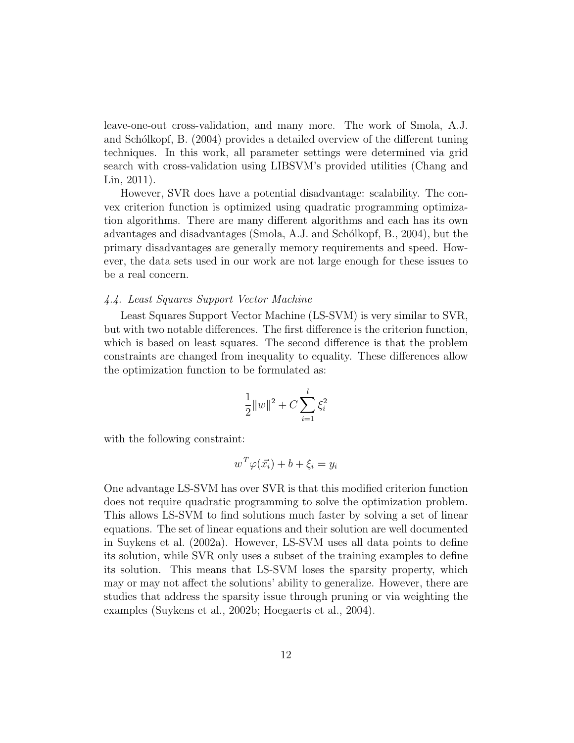leave-one-out cross-validation, and many more. The work of Smola, A.J. and Schólkopf, B. (2004) provides a detailed overview of the different tuning techniques. In this work, all parameter settings were determined via grid search with cross-validation using LIBSVM's provided utilities (Chang and Lin, 2011).

However, SVR does have a potential disadvantage: scalability. The convex criterion function is optimized using quadratic programming optimization algorithms. There are many different algorithms and each has its own advantages and disadvantages (Smola, A.J. and Schólkopf, B., 2004), but the primary disadvantages are generally memory requirements and speed. However, the data sets used in our work are not large enough for these issues to be a real concern.

### *4.4. Least Squares Support Vector Machine*

Least Squares Support Vector Machine (LS-SVM) is very similar to SVR, but with two notable differences. The first difference is the criterion function, which is based on least squares. The second difference is that the problem constraints are changed from inequality to equality. These differences allow the optimization function to be formulated as:

$$\frac{1}{2}\|w\|^2 + C\sum_{i=1}^{l}\xi_i^2$$

with the following constraint:

$$w^T\varphi(\vec{x_i}) + b + \xi_i = y_i$$

One advantage LS-SVM has over SVR is that this modified criterion function does not require quadratic programming to solve the optimization problem. This allows LS-SVM to find solutions much faster by solving a set of linear equations. The set of linear equations and their solution are well documented in Suykens et al. (2002a). However, LS-SVM uses all data points to define its solution, while SVR only uses a subset of the training examples to define its solution. This means that LS-SVM loses the sparsity property, which may or may not affect the solutions' ability to generalize. However, there are studies that address the sparsity issue through pruning or via weighting the examples (Suykens et al., 2002b; Hoegaerts et al., 2004).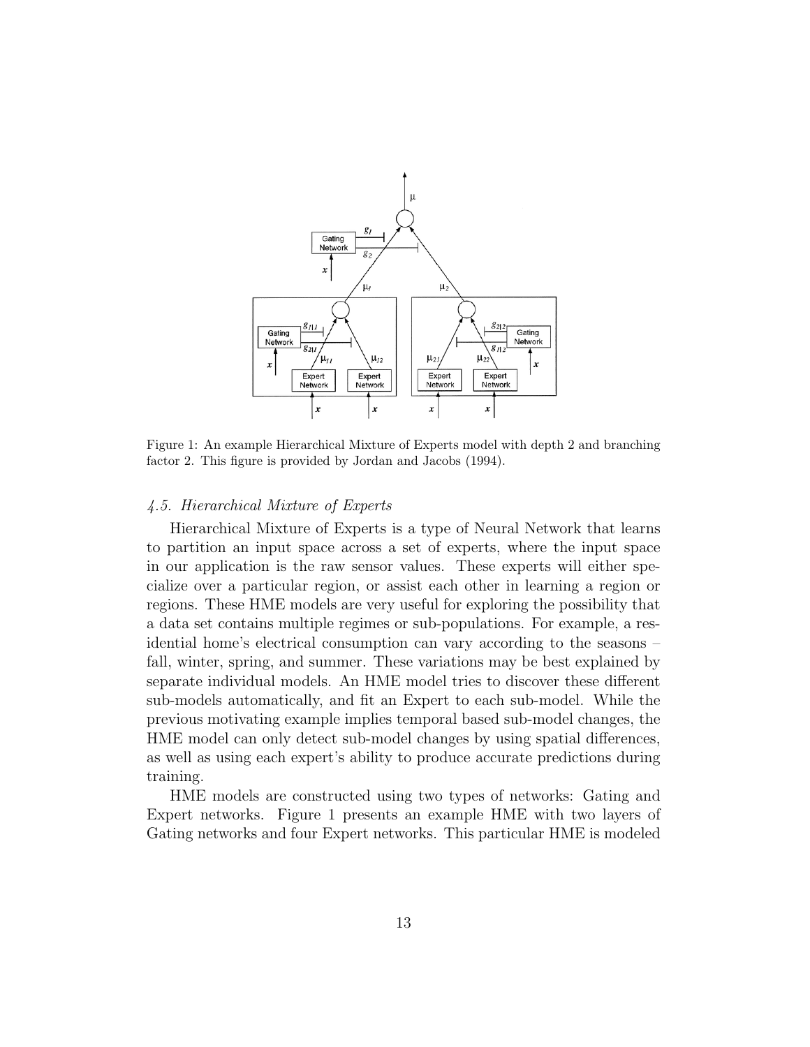Figure 1: An example Hierarchical Mixture of Experts model with depth 2 and branching factor 2. This figure is provided by Jordan and Jacobs (1994).

### *4.5. Hierarchical Mixture of Experts*

Hierarchical Mixture of Experts is a type of Neural Network that learns to partition an input space across a set of experts, where the input space in our application is the raw sensor values. These experts will either specialize over a particular region, or assist each other in learning a region or regions. These HME models are very useful for exploring the possibility that a data set contains multiple regimes or sub-populations. For example, a residential home's electrical consumption can vary according to the seasons – fall, winter, spring, and summer. These variations may be best explained by separate individual models. An HME model tries to discover these different sub-models automatically, and fit an Expert to each sub-model. While the previous motivating example implies temporal based sub-model changes, the HME model can only detect sub-model changes by using spatial differences, as well as using each expert's ability to produce accurate predictions during training.

HME models are constructed using two types of networks: Gating and Expert networks. Figure 1 presents an example HME with two layers of Gating networks and four Expert networks. This particular HME is modeled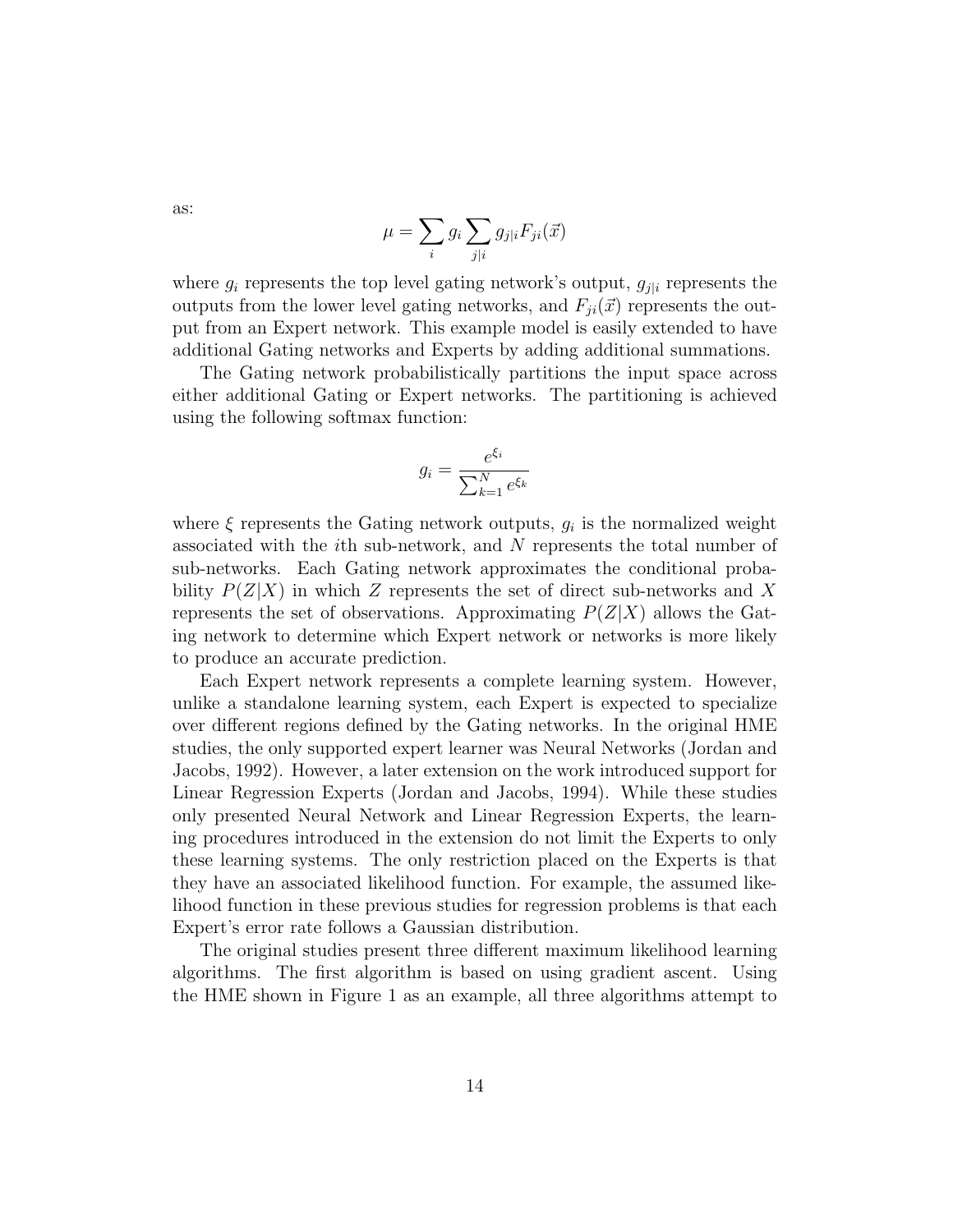as:

$$\mu = \sum_{i} g_i \sum_{j|i} g_{j|i} F_{ji}(\vec{x})$$

where $g_i$ represents the top level gating network's output, $g_{j|i}$ represents the outputs from the lower level gating networks, and $F_{ji}(\vec{x})$ represents the output from an Expert network. This example model is easily extended to have additional Gating networks and Experts by adding additional summations.

The Gating network probabilistically partitions the input space across either additional Gating or Expert networks. The partitioning is achieved using the following softmax function:

$$g_i = \frac{e^{\xi_i}}{\sum_{k=1}^{N} e^{\xi_k}}$$

where $\xi$ represents the Gating network outputs, $g_i$ is the normalized weight associated with the $i$th sub-network, and $N$ represents the total number of sub-networks. Each Gating network approximates the conditional probability $P(Z|X)$ in which $Z$ represents the set of direct sub-networks and $X$ represents the set of observations. Approximating $P(Z|X)$ allows the Gating network to determine which Expert network or networks is more likely to produce an accurate prediction.

Each Expert network represents a complete learning system. However, unlike a standalone learning system, each Expert is expected to specialize over different regions defined by the Gating networks. In the original HME studies, the only supported expert learner was Neural Networks (Jordan and Jacobs, 1992). However, a later extension on the work introduced support for Linear Regression Experts (Jordan and Jacobs, 1994). While these studies only presented Neural Network and Linear Regression Experts, the learning procedures introduced in the extension do not limit the Experts to only these learning systems. The only restriction placed on the Experts is that they have an associated likelihood function. For example, the assumed likelihood function in these previous studies for regression problems is that each Expert's error rate follows a Gaussian distribution.

The original studies present three different maximum likelihood learning algorithms. The first algorithm is based on using gradient ascent. Using the HME shown in Figure 1 as an example, all three algorithms attempt to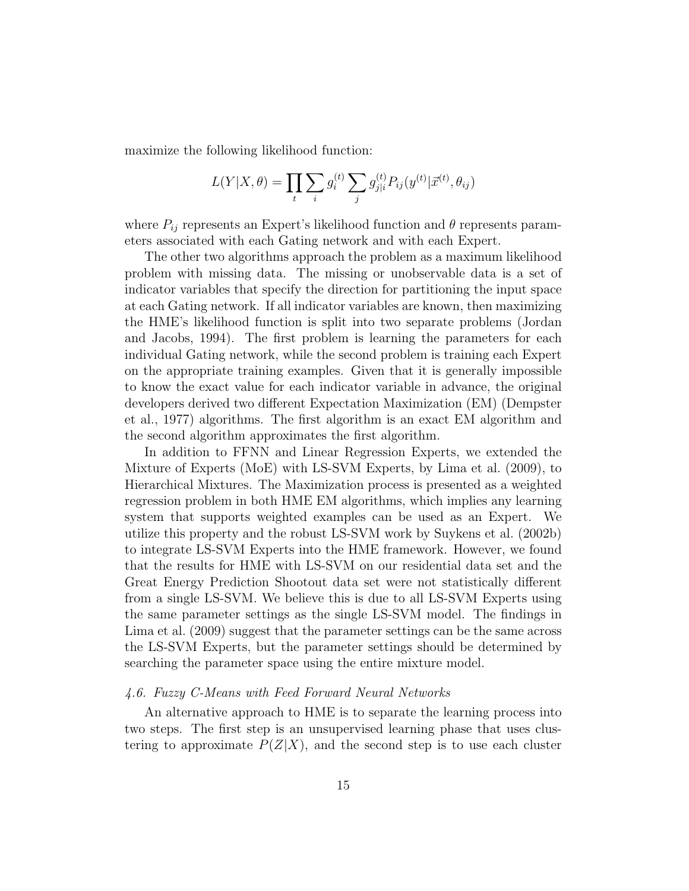maximize the following likelihood function:

$$L(Y|X,\theta) = \prod_t \sum_i g_i^{(t)} \sum_j g_{j|i}^{(t)} P_{ij}(y^{(t)}|\vec{x}^{(t)}, \theta_{ij})$$

where $P_{ij}$ represents an Expert's likelihood function and $\theta$ represents parameters associated with each Gating network and with each Expert.

The other two algorithms approach the problem as a maximum likelihood problem with missing data. The missing or unobservable data is a set of indicator variables that specify the direction for partitioning the input space at each Gating network. If all indicator variables are known, then maximizing the HME's likelihood function is split into two separate problems (Jordan and Jacobs, 1994). The first problem is learning the parameters for each individual Gating network, while the second problem is training each Expert on the appropriate training examples. Given that it is generally impossible to know the exact value for each indicator variable in advance, the original developers derived two different Expectation Maximization (EM) (Dempster et al., 1977) algorithms. The first algorithm is an exact EM algorithm and the second algorithm approximates the first algorithm.

In addition to FFNN and Linear Regression Experts, we extended the Mixture of Experts (MoE) with LS-SVM Experts, by Lima et al. (2009), to Hierarchical Mixtures. The Maximization process is presented as a weighted regression problem in both HME EM algorithms, which implies any learning system that supports weighted examples can be used as an Expert. We utilize this property and the robust LS-SVM work by Suykens et al. (2002b) to integrate LS-SVM Experts into the HME framework. However, we found that the results for HME with LS-SVM on our residential data set and the Great Energy Prediction Shootout data set were not statistically different from a single LS-SVM. We believe this is due to all LS-SVM Experts using the same parameter settings as the single LS-SVM model. The findings in Lima et al. (2009) suggest that the parameter settings can be the same across the LS-SVM Experts, but the parameter settings should be determined by searching the parameter space using the entire mixture model.

### *4.6. Fuzzy C-Means with Feed Forward Neural Networks*

An alternative approach to HME is to separate the learning process into two steps. The first step is an unsupervised learning phase that uses clustering to approximate $P(Z|X)$, and the second step is to use each cluster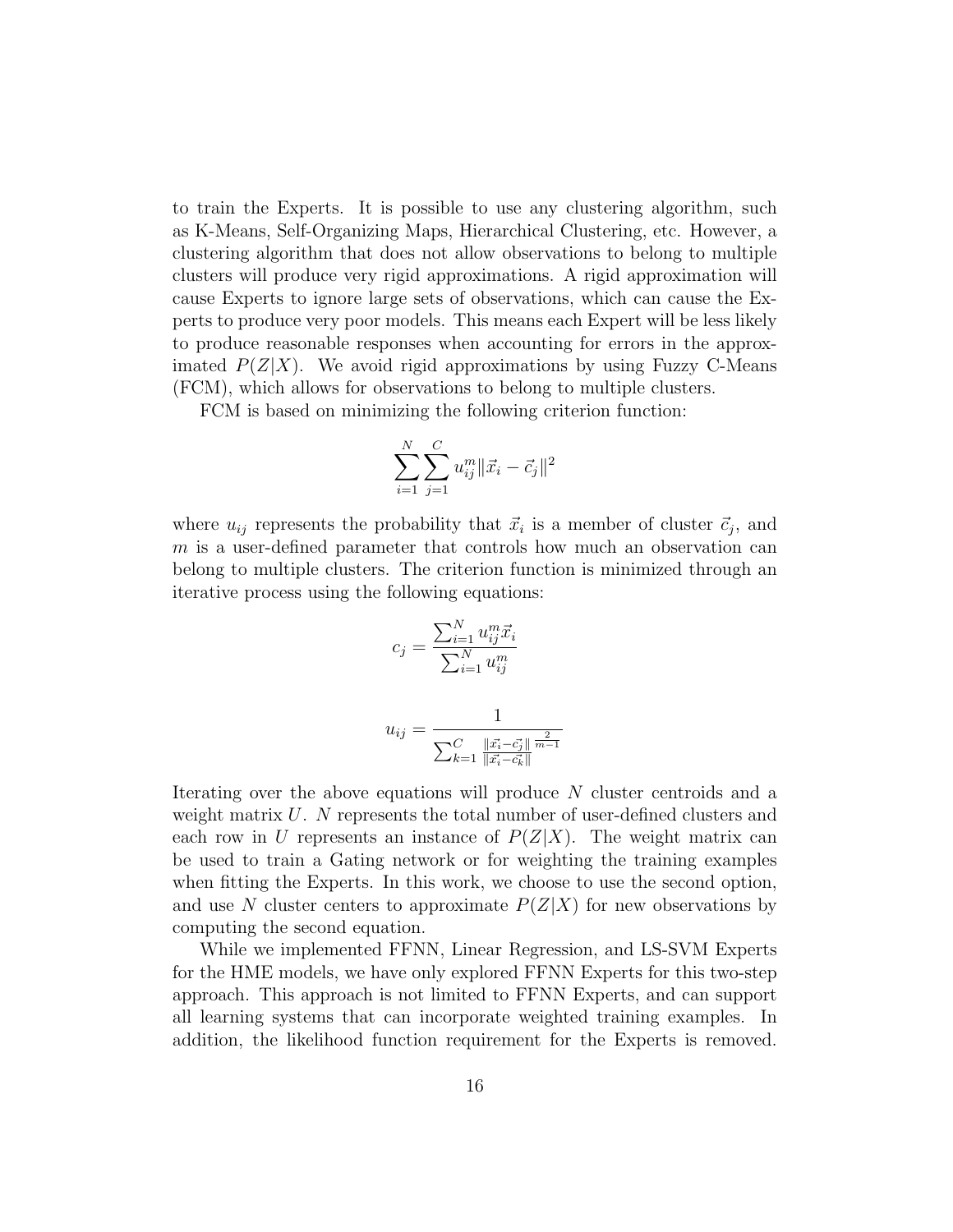to train the Experts. It is possible to use any clustering algorithm, such as K-Means, Self-Organizing Maps, Hierarchical Clustering, etc. However, a clustering algorithm that does not allow observations to belong to multiple clusters will produce very rigid approximations. A rigid approximation will cause Experts to ignore large sets of observations, which can cause the Experts to produce very poor models. This means each Expert will be less likely to produce reasonable responses when accounting for errors in the approximated $P(Z|X)$. We avoid rigid approximations by using Fuzzy C-Means (FCM), which allows for observations to belong to multiple clusters.

FCM is based on minimizing the following criterion function:

$$\sum_{i=1}^{N} \sum_{j=1}^{C} u_{ij}^{m} \|\vec{x}_i - \vec{c}_j\|^2$$

where $u_{ij}$ represents the probability that $\vec{x}_i$ is a member of cluster $\vec{c}_j$, and $m$ is a user-defined parameter that controls how much an observation can belong to multiple clusters. The criterion function is minimized through an iterative process using the following equations:

$$c_j = \frac{\sum_{i=1}^{N} u_{ij}^{m} \vec{x}_i}{\sum_{i=1}^{N} u_{ij}^{m}}$$

$$u_{ij} = \frac{1}{\sum_{k=1}^{C} \frac{\|\vec{x_i} - \vec{c_j}\|}{\|\vec{x_i} - \vec{c_k}\|}^{\frac{2}{m-1}}}$$

Iterating over the above equations will produce $N$ cluster centroids and a weight matrix $U$. $N$ represents the total number of user-defined clusters and each row in $U$ represents an instance of $P(Z|X)$. The weight matrix can be used to train a Gating network or for weighting the training examples when fitting the Experts. In this work, we choose to use the second option, and use $N$ cluster centers to approximate $P(Z|X)$ for new observations by computing the second equation.

While we implemented FFNN, Linear Regression, and LS-SVM Experts for the HME models, we have only explored FFNN Experts for this two-step approach. This approach is not limited to FFNN Experts, and can support all learning systems that can incorporate weighted training examples. In addition, the likelihood function requirement for the Experts is removed.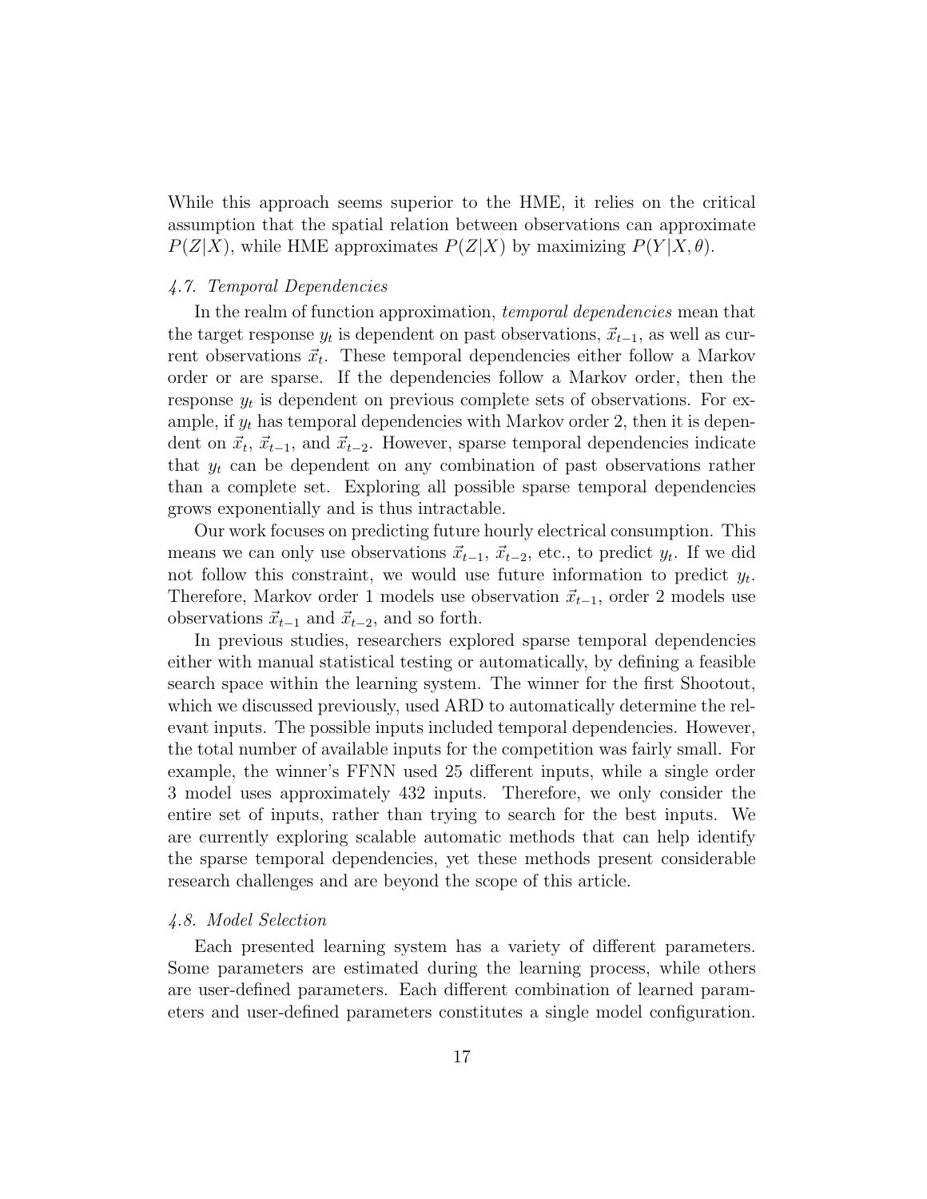While this approach seems superior to the HME, it relies on the critical assumption that the spatial relation between observations can approximate $P(Z|X)$, while HME approximates $P(Z|X)$ by maximizing $P(Y|X, \theta)$.

### *4.7. Temporal Dependencies*

In the realm of function approximation, *temporal dependencies* mean that the target response $y_t$ is dependent on past observations, $\vec{x}_{t-1}$, as well as current observations $\vec{x}_t$. These temporal dependencies either follow a Markov order or are sparse. If the dependencies follow a Markov order, then the response $y_t$ is dependent on previous complete sets of observations. For example, if $y_t$ has temporal dependencies with Markov order 2, then it is dependent on $\vec{x}_t$, $\vec{x}_{t-1}$, and $\vec{x}_{t-2}$. However, sparse temporal dependencies indicate that $y_t$ can be dependent on any combination of past observations rather than a complete set. Exploring all possible sparse temporal dependencies grows exponentially and is thus intractable.

Our work focuses on predicting future hourly electrical consumption. This means we can only use observations $\vec{x}_{t-1}$, $\vec{x}_{t-2}$, etc., to predict $y_t$. If we did not follow this constraint, we would use future information to predict $y_t$. Therefore, Markov order 1 models use observation $\vec{x}_{t-1}$, order 2 models use observations $\vec{x}_{t-1}$ and $\vec{x}_{t-2}$, and so forth.

In previous studies, researchers explored sparse temporal dependencies either with manual statistical testing or automatically, by defining a feasible search space within the learning system. The winner for the first Shootout, which we discussed previously, used ARD to automatically determine the relevant inputs. The possible inputs included temporal dependencies. However, the total number of available inputs for the competition was fairly small. For example, the winner's FFNN used 25 different inputs, while a single order 3 model uses approximately 432 inputs. Therefore, we only consider the entire set of inputs, rather than trying to search for the best inputs. We are currently exploring scalable automatic methods that can help identify the sparse temporal dependencies, yet these methods present considerable research challenges and are beyond the scope of this article.

### *4.8. Model Selection*

Each presented learning system has a variety of different parameters. Some parameters are estimated during the learning process, while others are user-defined parameters. Each different combination of learned parameters and user-defined parameters constitutes a single model configuration.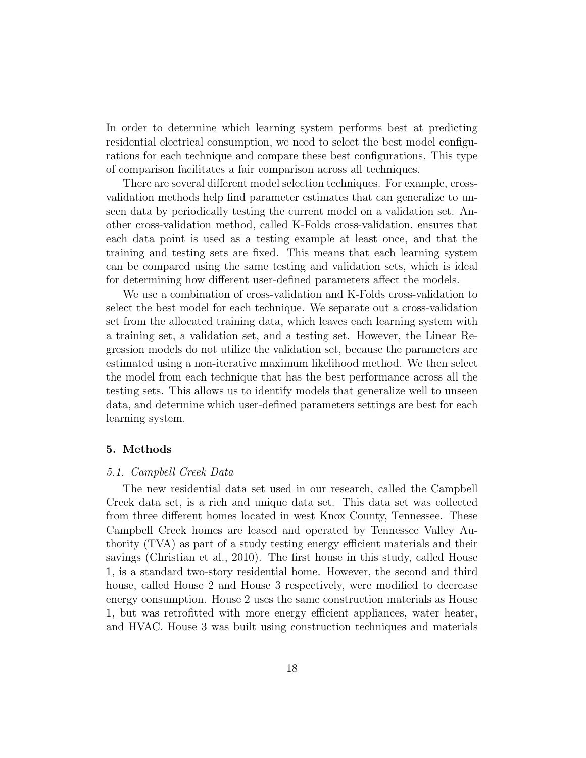In order to determine which learning system performs best at predicting residential electrical consumption, we need to select the best model configurations for each technique and compare these best configurations. This type of comparison facilitates a fair comparison across all techniques.

There are several different model selection techniques. For example, cross-validation methods help find parameter estimates that can generalize to unseen data by periodically testing the current model on a validation set. Another cross-validation method, called K-Folds cross-validation, ensures that each data point is used as a testing example at least once, and that the training and testing sets are fixed. This means that each learning system can be compared using the same testing and validation sets, which is ideal for determining how different user-defined parameters affect the models.

We use a combination of cross-validation and K-Folds cross-validation to select the best model for each technique. We separate out a cross-validation set from the allocated training data, which leaves each learning system with a training set, a validation set, and a testing set. However, the Linear Regression models do not utilize the validation set, because the parameters are estimated using a non-iterative maximum likelihood method. We then select the model from each technique that has the best performance across all the testing sets. This allows us to identify models that generalize well to unseen data, and determine which user-defined parameters settings are best for each learning system.

## 5. Methods

### *5.1. Campbell Creek Data*

The new residential data set used in our research, called the Campbell Creek data set, is a rich and unique data set. This data set was collected from three different homes located in west Knox County, Tennessee. These Campbell Creek homes are leased and operated by Tennessee Valley Authority (TVA) as part of a study testing energy efficient materials and their savings (Christian et al., 2010). The first house in this study, called House 1, is a standard two-story residential home. However, the second and third house, called House 2 and House 3 respectively, were modified to decrease energy consumption. House 2 uses the same construction materials as House 1, but was retrofitted with more energy efficient appliances, water heater, and HVAC. House 3 was built using construction techniques and materials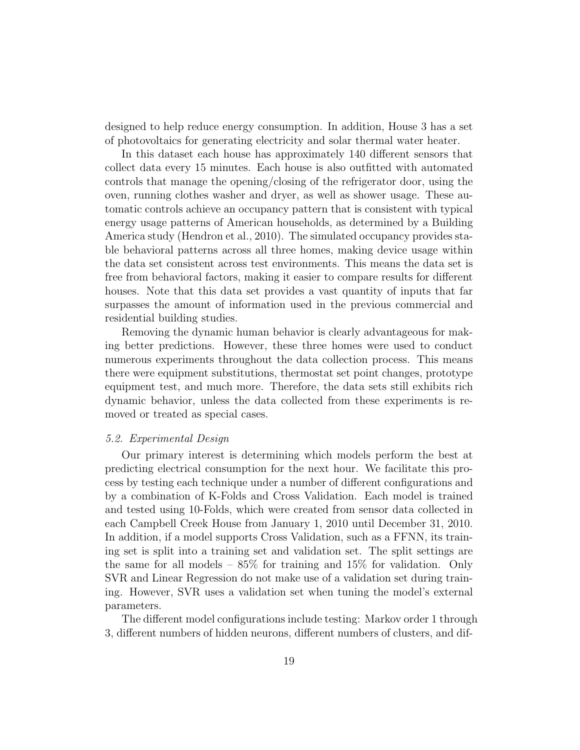designed to help reduce energy consumption. In addition, House 3 has a set of photovoltaics for generating electricity and solar thermal water heater.

In this dataset each house has approximately 140 different sensors that collect data every 15 minutes. Each house is also outfitted with automated controls that manage the opening/closing of the refrigerator door, using the oven, running clothes washer and dryer, as well as shower usage. These automatic controls achieve an occupancy pattern that is consistent with typical energy usage patterns of American households, as determined by a Building America study (Hendron et al., 2010). The simulated occupancy provides stable behavioral patterns across all three homes, making device usage within the data set consistent across test environments. This means the data set is free from behavioral factors, making it easier to compare results for different houses. Note that this data set provides a vast quantity of inputs that far surpasses the amount of information used in the previous commercial and residential building studies.

Removing the dynamic human behavior is clearly advantageous for making better predictions. However, these three homes were used to conduct numerous experiments throughout the data collection process. This means there were equipment substitutions, thermostat set point changes, prototype equipment test, and much more. Therefore, the data sets still exhibits rich dynamic behavior, unless the data collected from these experiments is removed or treated as special cases.

### *5.2. Experimental Design*

Our primary interest is determining which models perform the best at predicting electrical consumption for the next hour. We facilitate this process by testing each technique under a number of different configurations and by a combination of K-Folds and Cross Validation. Each model is trained and tested using 10-Folds, which were created from sensor data collected in each Campbell Creek House from January 1, 2010 until December 31, 2010. In addition, if a model supports Cross Validation, such as a FFNN, its training set is split into a training set and validation set. The split settings are the same for all models – 85% for training and 15% for validation. Only SVR and Linear Regression do not make use of a validation set during training. However, SVR uses a validation set when tuning the model's external parameters.

The different model configurations include testing: Markov order 1 through 3, different numbers of hidden neurons, different numbers of clusters, and dif-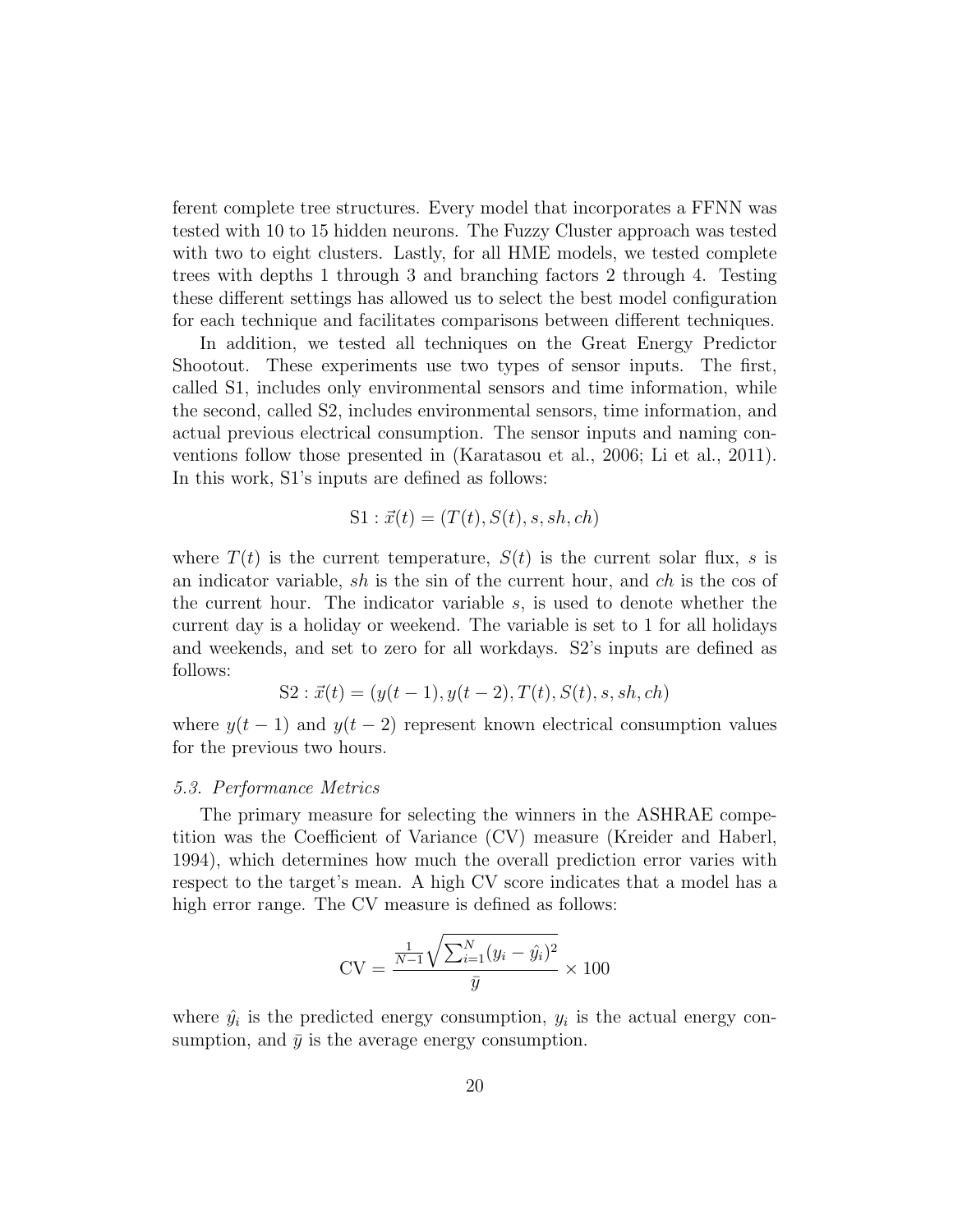ferent complete tree structures. Every model that incorporates a FFNN was tested with 10 to 15 hidden neurons. The Fuzzy Cluster approach was tested with two to eight clusters. Lastly, for all HME models, we tested complete trees with depths 1 through 3 and branching factors 2 through 4. Testing these different settings has allowed us to select the best model configuration for each technique and facilitates comparisons between different techniques.

In addition, we tested all techniques on the Great Energy Predictor Shootout. These experiments use two types of sensor inputs. The first, called S1, includes only environmental sensors and time information, while the second, called S2, includes environmental sensors, time information, and actual previous electrical consumption. The sensor inputs and naming conventions follow those presented in (Karatasou et al., 2006; Li et al., 2011). In this work, S1's inputs are defined as follows:

$$\text{S1} : \vec{x}(t) = (T(t), S(t), s, sh, ch)$$

where $T(t)$ is the current temperature, $S(t)$ is the current solar flux, $s$ is an indicator variable, $sh$ is the sin of the current hour, and $ch$ is the cos of the current hour. The indicator variable $s$, is used to denote whether the current day is a holiday or weekend. The variable is set to 1 for all holidays and weekends, and set to zero for all workdays. S2's inputs are defined as follows:

$$\text{S2} : \vec{x}(t) = (y(t-1), y(t-2), T(t), S(t), s, sh, ch)$$

where $y(t-1)$ and $y(t-2)$ represent known electrical consumption values for the previous two hours.

### *5.3. Performance Metrics*

The primary measure for selecting the winners in the ASHRAE competition was the Coefficient of Variance (CV) measure (Kreider and Haberl, 1994), which determines how much the overall prediction error varies with respect to the target's mean. A high CV score indicates that a model has a high error range. The CV measure is defined as follows:

$$\text{CV} = \frac{\frac{1}{N-1}\sqrt{\sum_{i=1}^{N}(y_i - \hat{y_i})^2}}{\bar{y}} \times 100$$

where $\hat{y_i}$ is the predicted energy consumption, $y_i$ is the actual energy consumption, and $\bar{y}$ is the average energy consumption.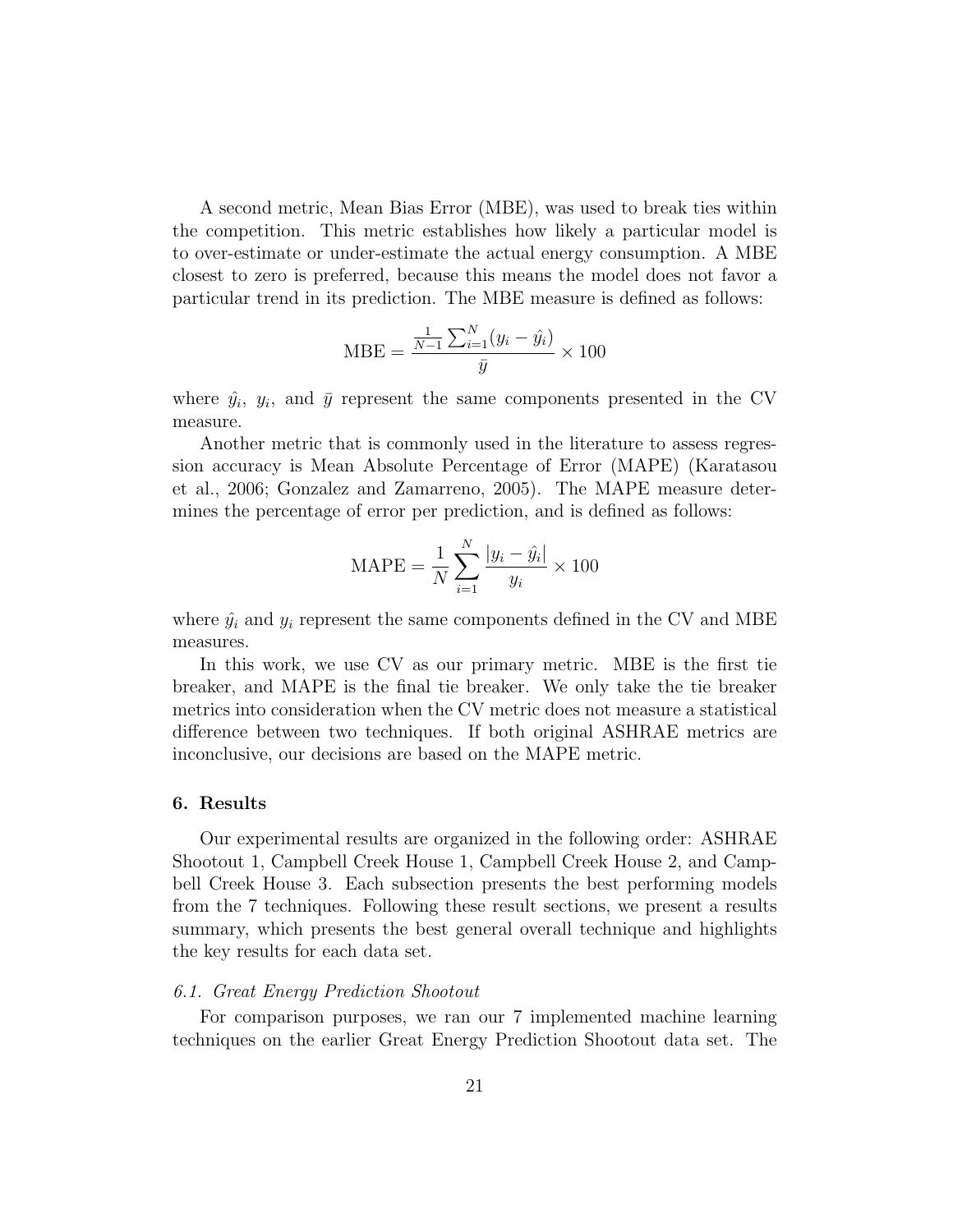A second metric, Mean Bias Error (MBE), was used to break ties within the competition. This metric establishes how likely a particular model is to over-estimate or under-estimate the actual energy consumption. A MBE closest to zero is preferred, because this means the model does not favor a particular trend in its prediction. The MBE measure is defined as follows:

$$\text{MBE} = \frac{\frac{1}{N-1}\sum_{i=1}^{N}(y_i - \hat{y}_i)}{\bar{y}} \times 100$$

where $\hat{y}_i$, $y_i$, and $\bar{y}$ represent the same components presented in the CV measure.

Another metric that is commonly used in the literature to assess regression accuracy is Mean Absolute Percentage of Error (MAPE) (Karatasou et al., 2006; Gonzalez and Zamarreno, 2005). The MAPE measure determines the percentage of error per prediction, and is defined as follows:

$$\text{MAPE} = \frac{1}{N}\sum_{i=1}^{N}\frac{|y_i - \hat{y}_i|}{y_i} \times 100$$

where $\hat{y}_i$ and $y_i$ represent the same components defined in the CV and MBE measures.

In this work, we use CV as our primary metric. MBE is the first tie breaker, and MAPE is the final tie breaker. We only take the tie breaker metrics into consideration when the CV metric does not measure a statistical difference between two techniques. If both original ASHRAE metrics are inconclusive, our decisions are based on the MAPE metric.

## 6. Results

Our experimental results are organized in the following order: ASHRAE Shootout 1, Campbell Creek House 1, Campbell Creek House 2, and Campbell Creek House 3. Each subsection presents the best performing models from the 7 techniques. Following these result sections, we present a results summary, which presents the best general overall technique and highlights the key results for each data set.

### *6.1. Great Energy Prediction Shootout*

For comparison purposes, we ran our 7 implemented machine learning techniques on the earlier Great Energy Prediction Shootout data set. The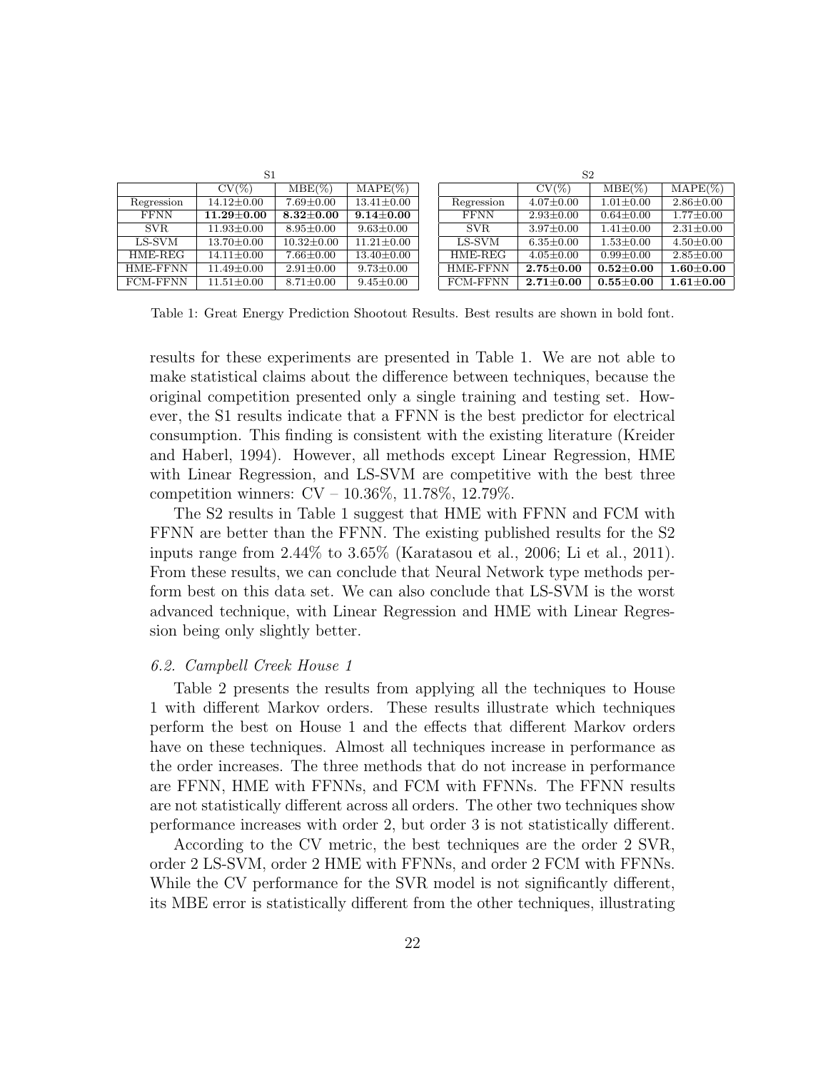S1

| | CV(%) | MBE(%) | MAPE(%) |
|---|---|---|---|
| Regression | 14.12±0.00 | 7.69±0.00 | 13.41±0.00 |
| FFNN | **11.29±0.00** | **8.32±0.00** | **9.14±0.00** |
| SVR | 11.93±0.00 | 8.95±0.00 | 9.63±0.00 |
| LS-SVM | 13.70±0.00 | 10.32±0.00 | 11.21±0.00 |
| HME-REG | 14.11±0.00 | 7.66±0.00 | 13.40±0.00 |
| HME-FFNN | 11.49±0.00 | 2.91±0.00 | 9.73±0.00 |
| FCM-FFNN | 11.51±0.00 | 8.71±0.00 | 9.45±0.00 |

S2

| | CV(%) | MBE(%) | MAPE(%) |
|---|---|---|---|
| Regression | 4.07±0.00 | 1.01±0.00 | 2.86±0.00 |
| FFNN | 2.93±0.00 | 0.64±0.00 | 1.77±0.00 |
| SVR | 3.97±0.00 | 1.41±0.00 | 2.31±0.00 |
| LS-SVM | 6.35±0.00 | 1.53±0.00 | 4.50±0.00 |
| HME-REG | 4.05±0.00 | 0.99±0.00 | 2.85±0.00 |
| HME-FFNN | **2.75±0.00** | **0.52±0.00** | **1.60±0.00** |
| FCM-FFNN | **2.71±0.00** | **0.55±0.00** | **1.61±0.00** |

Table 1: Great Energy Prediction Shootout Results. Best results are shown in bold font.

results for these experiments are presented in Table 1. We are not able to make statistical claims about the difference between techniques, because the original competition presented only a single training and testing set. However, the S1 results indicate that a FFNN is the best predictor for electrical consumption. This finding is consistent with the existing literature (Kreider and Haberl, 1994). However, all methods except Linear Regression, HME with Linear Regression, and LS-SVM are competitive with the best three competition winners: CV – 10.36%, 11.78%, 12.79%.

The S2 results in Table 1 suggest that HME with FFNN and FCM with FFNN are better than the FFNN. The existing published results for the S2 inputs range from 2.44% to 3.65% (Karatasou et al., 2006; Li et al., 2011). From these results, we can conclude that Neural Network type methods perform best on this data set. We can also conclude that LS-SVM is the worst advanced technique, with Linear Regression and HME with Linear Regression being only slightly better.

### *6.2. Campbell Creek House 1*

Table 2 presents the results from applying all the techniques to House 1 with different Markov orders. These results illustrate which techniques perform the best on House 1 and the effects that different Markov orders have on these techniques. Almost all techniques increase in performance as the order increases. The three methods that do not increase in performance are FFNN, HME with FFNNs, and FCM with FFNNs. The FFNN results are not statistically different across all orders. The other two techniques show performance increases with order 2, but order 3 is not statistically different.

According to the CV metric, the best techniques are the order 2 SVR, order 2 LS-SVM, order 2 HME with FFNNs, and order 2 FCM with FFNNs. While the CV performance for the SVR model is not significantly different, its MBE error is statistically different from the other techniques, illustrating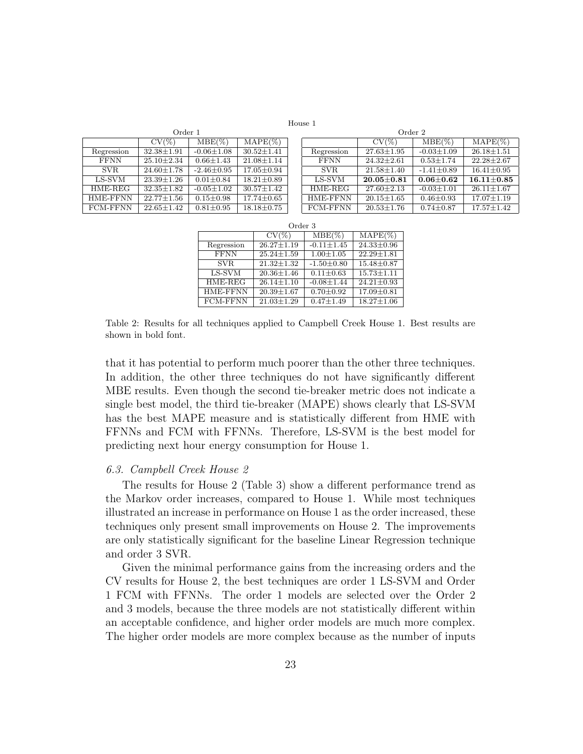House 1

Order 1

| | CV(%) | MBE(%) | MAPE(%) |
|---|---|---|---|
| Regression | 32.38±1.91 | -0.06±1.08 | 30.52±1.41 |
| FFNN | 25.10±2.34 | 0.66±1.43 | 21.08±1.14 |
| SVR | 24.60±1.78 | -2.46±0.95 | 17.05±0.94 |
| LS-SVM | 23.39±1.26 | 0.01±0.84 | 18.21±0.89 |
| HME-REG | 32.35±1.82 | -0.05±1.02 | 30.57±1.42 |
| HME-FFNN | 22.77±1.56 | 0.15±0.98 | 17.74±0.65 |
| FCM-FFNN | 22.65±1.42 | 0.81±0.95 | 18.18±0.75 |

Order 2

| | CV(%) | MBE(%) | MAPE(%) |
|---|---|---|---|
| Regression | 27.63±1.95 | -0.03±1.09 | 26.18±1.51 |
| FFNN | 24.32±2.61 | 0.53±1.74 | 22.28±2.67 |
| SVR | 21.58±1.40 | -1.41±0.89 | 16.41±0.95 |
| LS-SVM | **20.05±0.81** | **0.06±0.62** | **16.11±0.85** |
| HME-REG | 27.60±2.13 | -0.03±1.01 | 26.11±1.67 |
| HME-FFNN | 20.15±1.65 | 0.46±0.93 | 17.07±1.19 |
| FCM-FFNN | 20.53±1.76 | 0.74±0.87 | 17.57±1.42 |

Order 3

| | CV(%) | MBE(%) | MAPE(%) |
|---|---|---|---|
| Regression | 26.27±1.19 | -0.11±1.45 | 24.33±0.96 |
| FFNN | 25.24±1.59 | 1.00±1.05 | 22.29±1.81 |
| SVR | 21.32±1.32 | -1.50±0.80 | 15.48±0.87 |
| LS-SVM | 20.36±1.46 | 0.11±0.63 | 15.73±1.11 |
| HME-REG | 26.14±1.10 | -0.08±1.44 | 24.21±0.93 |
| HME-FFNN | 20.39±1.67 | 0.70±0.92 | 17.09±0.81 |
| FCM-FFNN | 21.03±1.29 | 0.47±1.49 | 18.27±1.06 |

Table 2: Results for all techniques applied to Campbell Creek House 1. Best results are shown in bold font.

that it has potential to perform much poorer than the other three techniques. In addition, the other three techniques do not have significantly different MBE results. Even though the second tie-breaker metric does not indicate a single best model, the third tie-breaker (MAPE) shows clearly that LS-SVM has the best MAPE measure and is statistically different from HME with FFNNs and FCM with FFNNs. Therefore, LS-SVM is the best model for predicting next hour energy consumption for House 1.

### *6.3. Campbell Creek House 2*

The results for House 2 (Table 3) show a different performance trend as the Markov order increases, compared to House 1. While most techniques illustrated an increase in performance on House 1 as the order increased, these techniques only present small improvements on House 2. The improvements are only statistically significant for the baseline Linear Regression technique and order 3 SVR.

Given the minimal performance gains from the increasing orders and the CV results for House 2, the best techniques are order 1 LS-SVM and Order 1 FCM with FFNNs. The order 1 models are selected over the Order 2 and 3 models, because the three models are not statistically different within an acceptable confidence, and higher order models are much more complex. The higher order models are more complex because as the number of inputs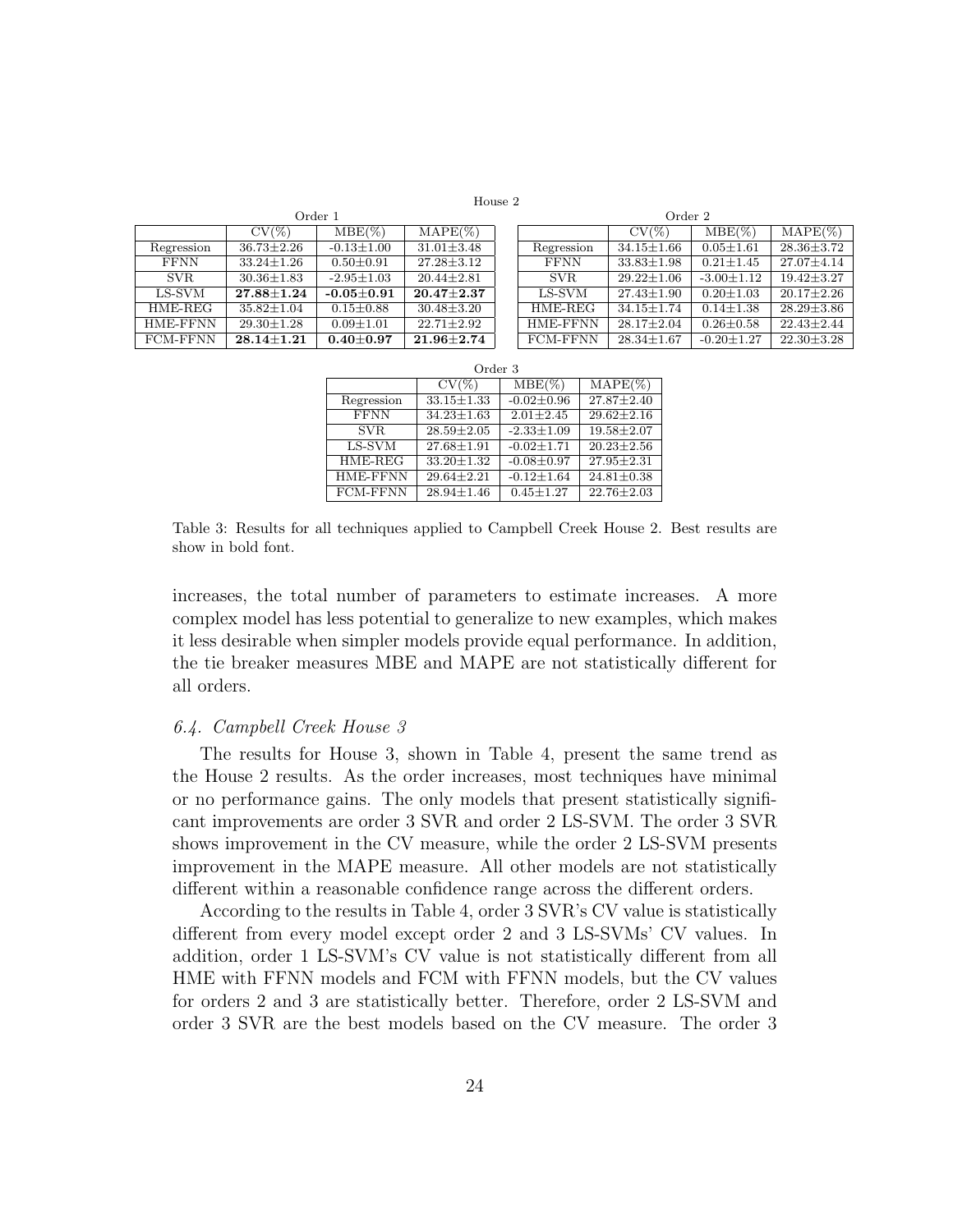House 2

Order 1

| | CV(%) | MBE(%) | MAPE(%) |
|---|---|---|---|
| Regression | 36.73±2.26 | -0.13±1.00 | 31.01±3.48 |
| FFNN | 33.24±1.26 | 0.50±0.91 | 27.28±3.12 |
| SVR | 30.36±1.83 | -2.95±1.03 | 20.44±2.81 |
| LS-SVM | **27.88±1.24** | **-0.05±0.91** | **20.47±2.37** |
| HME-REG | 35.82±1.04 | 0.15±0.88 | 30.48±3.20 |
| HME-FFNN | 29.30±1.28 | 0.09±1.01 | 22.71±2.92 |
| FCM-FFNN | **28.14±1.21** | **0.40±0.97** | **21.96±2.74** |

Order 2

| | CV(%) | MBE(%) | MAPE(%) |
|---|---|---|---|
| Regression | 34.15±1.66 | 0.05±1.61 | 28.36±3.72 |
| FFNN | 33.83±1.98 | 0.21±1.45 | 27.07±4.14 |
| SVR | 29.22±1.06 | -3.00±1.12 | 19.42±3.27 |
| LS-SVM | 27.43±1.90 | 0.20±1.03 | 20.17±2.26 |
| HME-REG | 34.15±1.74 | 0.14±1.38 | 28.29±3.86 |
| HME-FFNN | 28.17±2.04 | 0.26±0.58 | 22.43±2.44 |
| FCM-FFNN | 28.34±1.67 | -0.20±1.27 | 22.30±3.28 |

Order 3

| | CV(%) | MBE(%) | MAPE(%) |
|---|---|---|---|
| Regression | 33.15±1.33 | -0.02±0.96 | 27.87±2.40 |
| FFNN | 34.23±1.63 | 2.01±2.45 | 29.62±2.16 |
| SVR | 28.59±2.05 | -2.33±1.09 | 19.58±2.07 |
| LS-SVM | 27.68±1.91 | -0.02±1.71 | 20.23±2.56 |
| HME-REG | 33.20±1.32 | -0.08±0.97 | 27.95±2.31 |
| HME-FFNN | 29.64±2.21 | -0.12±1.64 | 24.81±0.38 |
| FCM-FFNN | 28.94±1.46 | 0.45±1.27 | 22.76±2.03 |

Table 3: Results for all techniques applied to Campbell Creek House 2. Best results are show in bold font.

increases, the total number of parameters to estimate increases. A more complex model has less potential to generalize to new examples, which makes it less desirable when simpler models provide equal performance. In addition, the tie breaker measures MBE and MAPE are not statistically different for all orders.

### *6.4. Campbell Creek House 3*

The results for House 3, shown in Table 4, present the same trend as the House 2 results. As the order increases, most techniques have minimal or no performance gains. The only models that present statistically significant improvements are order 3 SVR and order 2 LS-SVM. The order 3 SVR shows improvement in the CV measure, while the order 2 LS-SVM presents improvement in the MAPE measure. All other models are not statistically different within a reasonable confidence range across the different orders.

According to the results in Table 4, order 3 SVR's CV value is statistically different from every model except order 2 and 3 LS-SVMs' CV values. In addition, order 1 LS-SVM's CV value is not statistically different from all HME with FFNN models and FCM with FFNN models, but the CV values for orders 2 and 3 are statistically better. Therefore, order 2 LS-SVM and order 3 SVR are the best models based on the CV measure. The order 3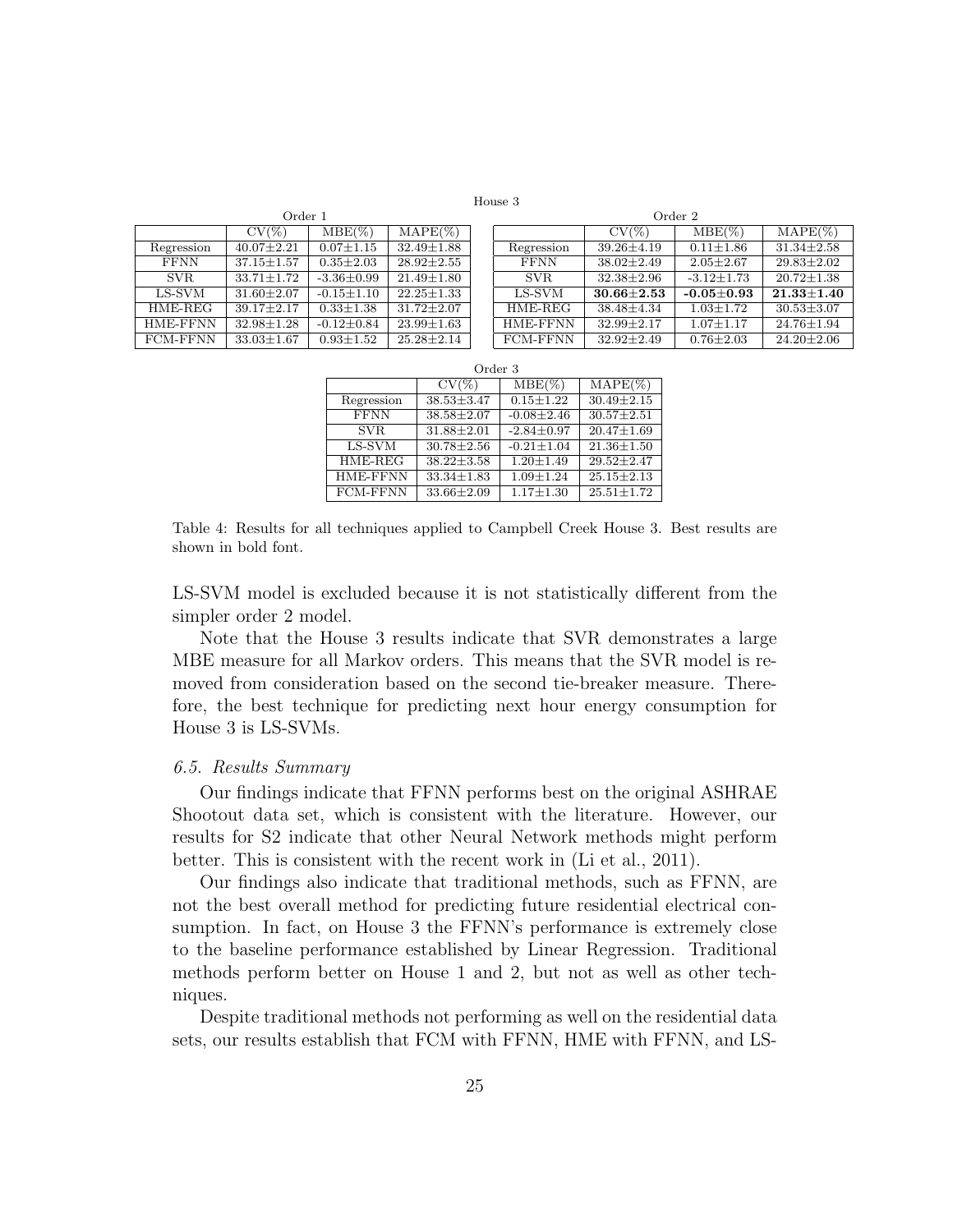House 3

Order 1

| | CV(%) | MBE(%) | MAPE(%) |
|---|---|---|---|
| Regression | 40.07±2.21 | 0.07±1.15 | 32.49±1.88 |
| FFNN | 37.15±1.57 | 0.35±2.03 | 28.92±2.55 |
| SVR | 33.71±1.72 | -3.36±0.99 | 21.49±1.80 |
| LS-SVM | 31.60±2.07 | -0.15±1.10 | 22.25±1.33 |
| HME-REG | 39.17±2.17 | 0.33±1.38 | 31.72±2.07 |
| HME-FFNN | 32.98±1.28 | -0.12±0.84 | 23.99±1.63 |
| FCM-FFNN | 33.03±1.67 | 0.93±1.52 | 25.28±2.14 |

Order 2

| | CV(%) | MBE(%) | MAPE(%) |
|---|---|---|---|
| Regression | 39.26±4.19 | 0.11±1.86 | 31.34±2.58 |
| FFNN | 38.02±2.49 | 2.05±2.67 | 29.83±2.02 |
| SVR | 32.38±2.96 | -3.12±1.73 | 20.72±1.38 |
| LS-SVM | **30.66±2.53** | **-0.05±0.93** | **21.33±1.40** |
| HME-REG | 38.48±4.34 | 1.03±1.72 | 30.53±3.07 |
| HME-FFNN | 32.99±2.17 | 1.07±1.17 | 24.76±1.94 |
| FCM-FFNN | 32.92±2.49 | 0.76±2.03 | 24.20±2.06 |

Order 3

| | CV(%) | MBE(%) | MAPE(%) |
|---|---|---|---|
| Regression | 38.53±3.47 | 0.15±1.22 | 30.49±2.15 |
| FFNN | 38.58±2.07 | -0.08±2.46 | 30.57±2.51 |
| SVR | 31.88±2.01 | -2.84±0.97 | 20.47±1.69 |
| LS-SVM | 30.78±2.56 | -0.21±1.04 | 21.36±1.50 |
| HME-REG | 38.22±3.58 | 1.20±1.49 | 29.52±2.47 |
| HME-FFNN | 33.34±1.83 | 1.09±1.24 | 25.15±2.13 |
| FCM-FFNN | 33.66±2.09 | 1.17±1.30 | 25.51±1.72 |

Table 4: Results for all techniques applied to Campbell Creek House 3. Best results are shown in bold font.

LS-SVM model is excluded because it is not statistically different from the simpler order 2 model.

Note that the House 3 results indicate that SVR demonstrates a large MBE measure for all Markov orders. This means that the SVR model is removed from consideration based on the second tie-breaker measure. Therefore, the best technique for predicting next hour energy consumption for House 3 is LS-SVMs.

### *6.5. Results Summary*

Our findings indicate that FFNN performs best on the original ASHRAE Shootout data set, which is consistent with the literature. However, our results for S2 indicate that other Neural Network methods might perform better. This is consistent with the recent work in (Li et al., 2011).

Our findings also indicate that traditional methods, such as FFNN, are not the best overall method for predicting future residential electrical consumption. In fact, on House 3 the FFNN's performance is extremely close to the baseline performance established by Linear Regression. Traditional methods perform better on House 1 and 2, but not as well as other techniques.

Despite traditional methods not performing as well on the residential data sets, our results establish that FCM with FFNN, HME with FFNN, and LS-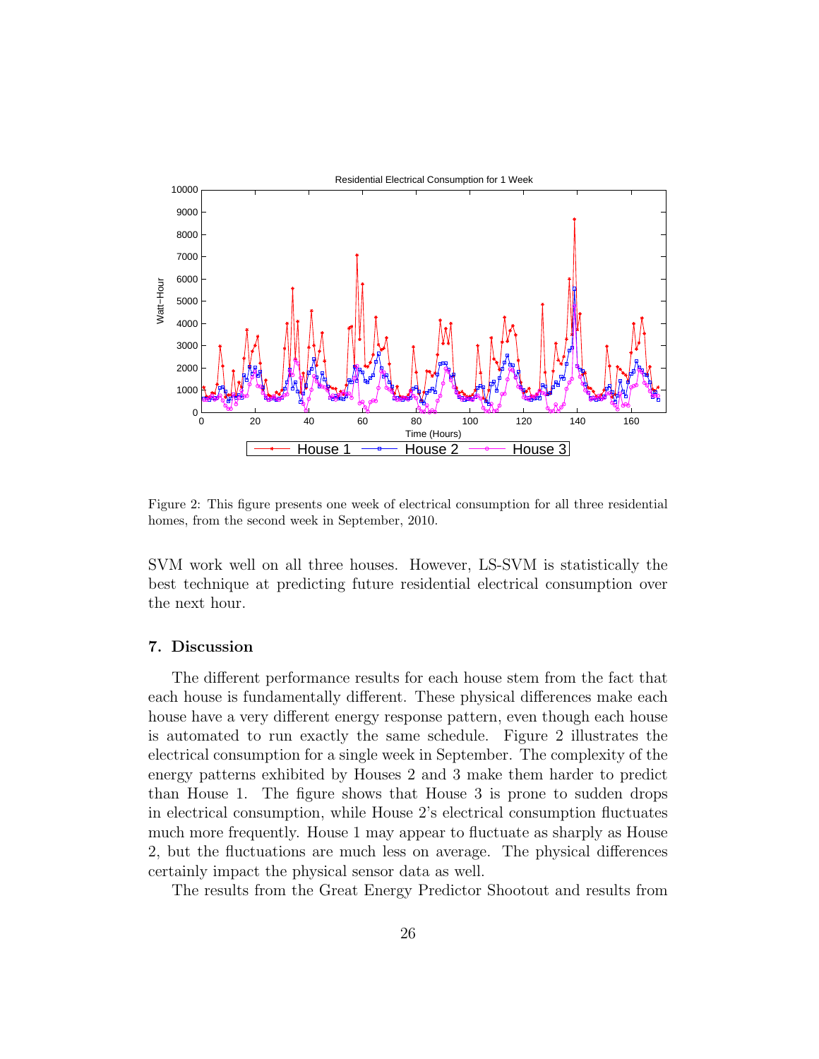Figure 2: This figure presents one week of electrical consumption for all three residential homes, from the second week in September, 2010.

SVM work well on all three houses. However, LS-SVM is statistically the best technique at predicting future residential electrical consumption over the next hour.

## 7. Discussion

The different performance results for each house stem from the fact that each house is fundamentally different. These physical differences make each house have a very different energy response pattern, even though each house is automated to run exactly the same schedule. Figure 2 illustrates the electrical consumption for a single week in September. The complexity of the energy patterns exhibited by Houses 2 and 3 make them harder to predict than House 1. The figure shows that House 3 is prone to sudden drops in electrical consumption, while House 2's electrical consumption fluctuates much more frequently. House 1 may appear to fluctuate as sharply as House 2, but the fluctuations are much less on average. The physical differences certainly impact the physical sensor data as well.

The results from the Great Energy Predictor Shootout and results from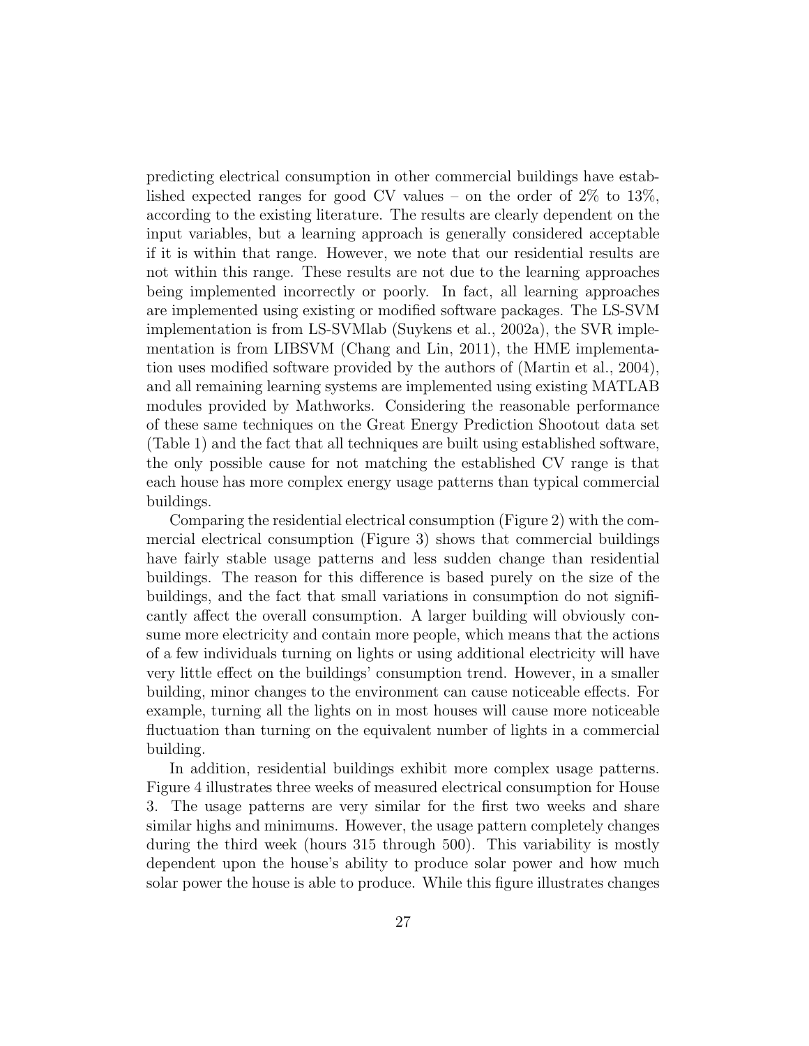predicting electrical consumption in other commercial buildings have established expected ranges for good CV values – on the order of 2% to 13%, according to the existing literature. The results are clearly dependent on the input variables, but a learning approach is generally considered acceptable if it is within that range. However, we note that our residential results are not within this range. These results are not due to the learning approaches being implemented incorrectly or poorly. In fact, all learning approaches are implemented using existing or modified software packages. The LS-SVM implementation is from LS-SVMlab (Suykens et al., 2002a), the SVR implementation is from LIBSVM (Chang and Lin, 2011), the HME implementation uses modified software provided by the authors of (Martin et al., 2004), and all remaining learning systems are implemented using existing MATLAB modules provided by Mathworks. Considering the reasonable performance of these same techniques on the Great Energy Prediction Shootout data set (Table 1) and the fact that all techniques are built using established software, the only possible cause for not matching the established CV range is that each house has more complex energy usage patterns than typical commercial buildings.

Comparing the residential electrical consumption (Figure 2) with the commercial electrical consumption (Figure 3) shows that commercial buildings have fairly stable usage patterns and less sudden change than residential buildings. The reason for this difference is based purely on the size of the buildings, and the fact that small variations in consumption do not significantly affect the overall consumption. A larger building will obviously consume more electricity and contain more people, which means that the actions of a few individuals turning on lights or using additional electricity will have very little effect on the buildings' consumption trend. However, in a smaller building, minor changes to the environment can cause noticeable effects. For example, turning all the lights on in most houses will cause more noticeable fluctuation than turning on the equivalent number of lights in a commercial building.

In addition, residential buildings exhibit more complex usage patterns. Figure 4 illustrates three weeks of measured electrical consumption for House 3. The usage patterns are very similar for the first two weeks and share similar highs and minimums. However, the usage pattern completely changes during the third week (hours 315 through 500). This variability is mostly dependent upon the house's ability to produce solar power and how much solar power the house is able to produce. While this figure illustrates changes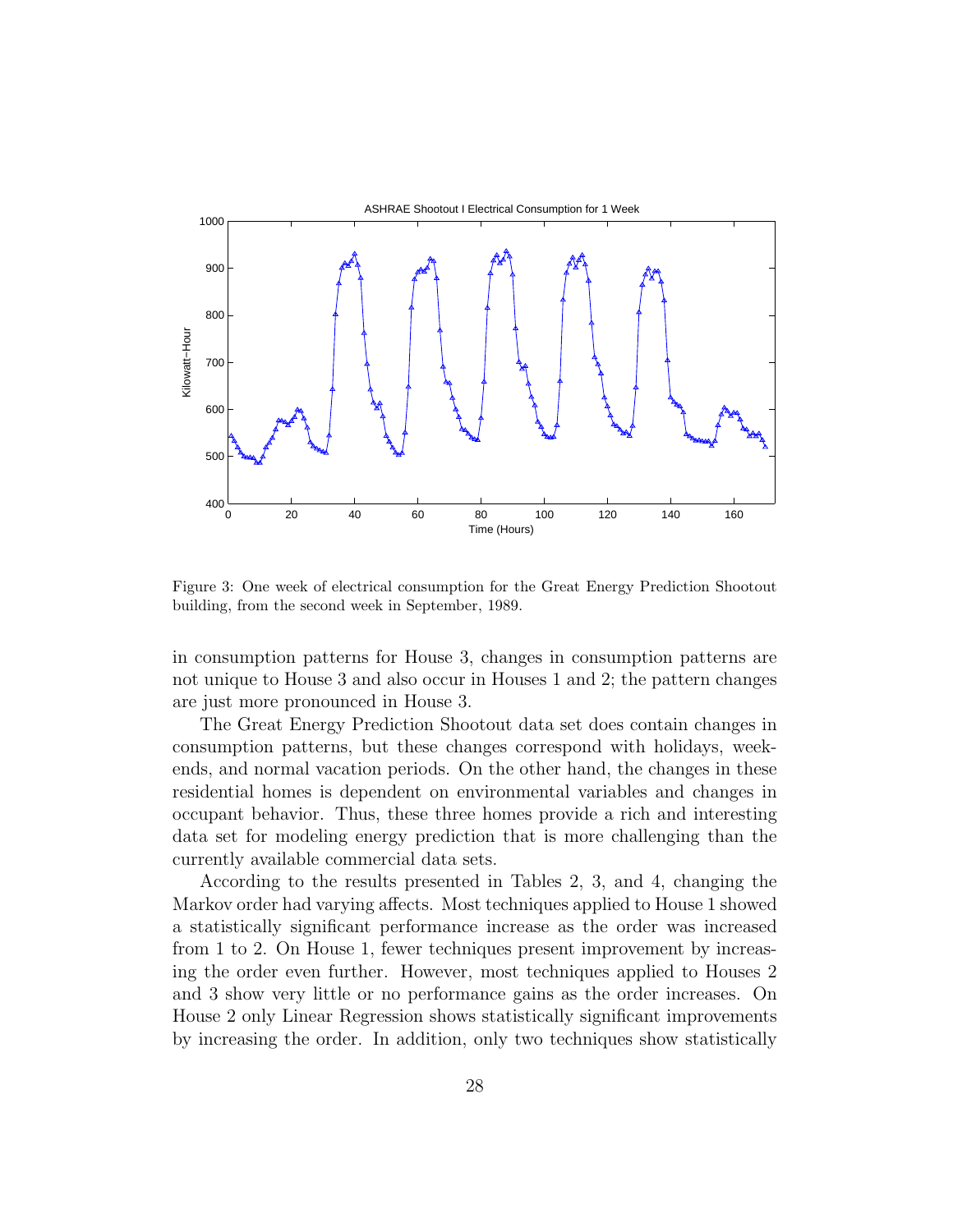Figure 3: One week of electrical consumption for the Great Energy Prediction Shootout building, from the second week in September, 1989.

in consumption patterns for House 3, changes in consumption patterns are not unique to House 3 and also occur in Houses 1 and 2; the pattern changes are just more pronounced in House 3.

The Great Energy Prediction Shootout data set does contain changes in consumption patterns, but these changes correspond with holidays, weekends, and normal vacation periods. On the other hand, the changes in these residential homes is dependent on environmental variables and changes in occupant behavior. Thus, these three homes provide a rich and interesting data set for modeling energy prediction that is more challenging than the currently available commercial data sets.

According to the results presented in Tables 2, 3, and 4, changing the Markov order had varying affects. Most techniques applied to House 1 showed a statistically significant performance increase as the order was increased from 1 to 2. On House 1, fewer techniques present improvement by increasing the order even further. However, most techniques applied to Houses 2 and 3 show very little or no performance gains as the order increases. On House 2 only Linear Regression shows statistically significant improvements by increasing the order. In addition, only two techniques show statistically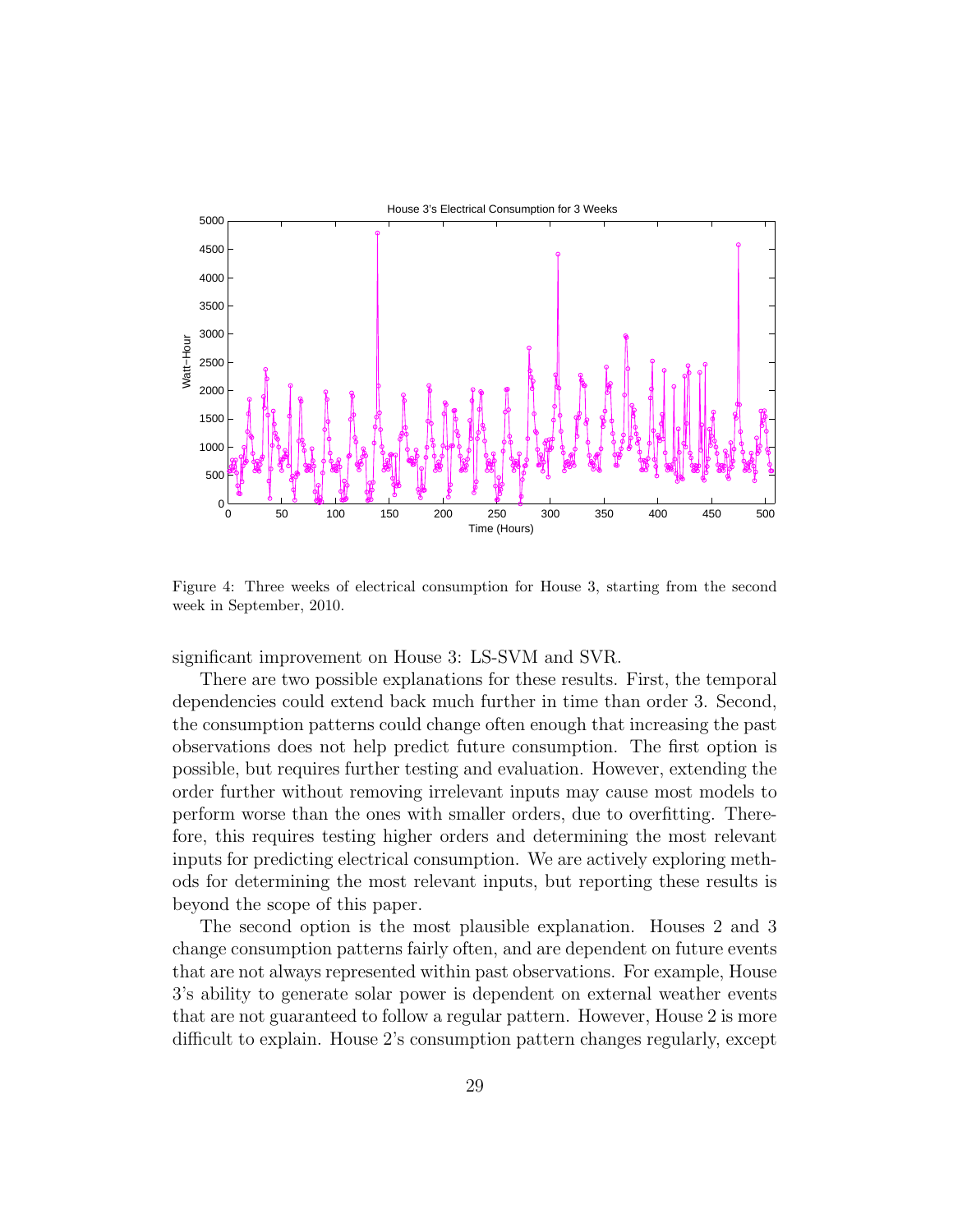Figure 4: Three weeks of electrical consumption for House 3, starting from the second week in September, 2010.

significant improvement on House 3: LS-SVM and SVR.

There are two possible explanations for these results. First, the temporal dependencies could extend back much further in time than order 3. Second, the consumption patterns could change often enough that increasing the past observations does not help predict future consumption. The first option is possible, but requires further testing and evaluation. However, extending the order further without removing irrelevant inputs may cause most models to perform worse than the ones with smaller orders, due to overfitting. Therefore, this requires testing higher orders and determining the most relevant inputs for predicting electrical consumption. We are actively exploring methods for determining the most relevant inputs, but reporting these results is beyond the scope of this paper.

The second option is the most plausible explanation. Houses 2 and 3 change consumption patterns fairly often, and are dependent on future events that are not always represented within past observations. For example, House 3's ability to generate solar power is dependent on external weather events that are not guaranteed to follow a regular pattern. However, House 2 is more difficult to explain. House 2's consumption pattern changes regularly, except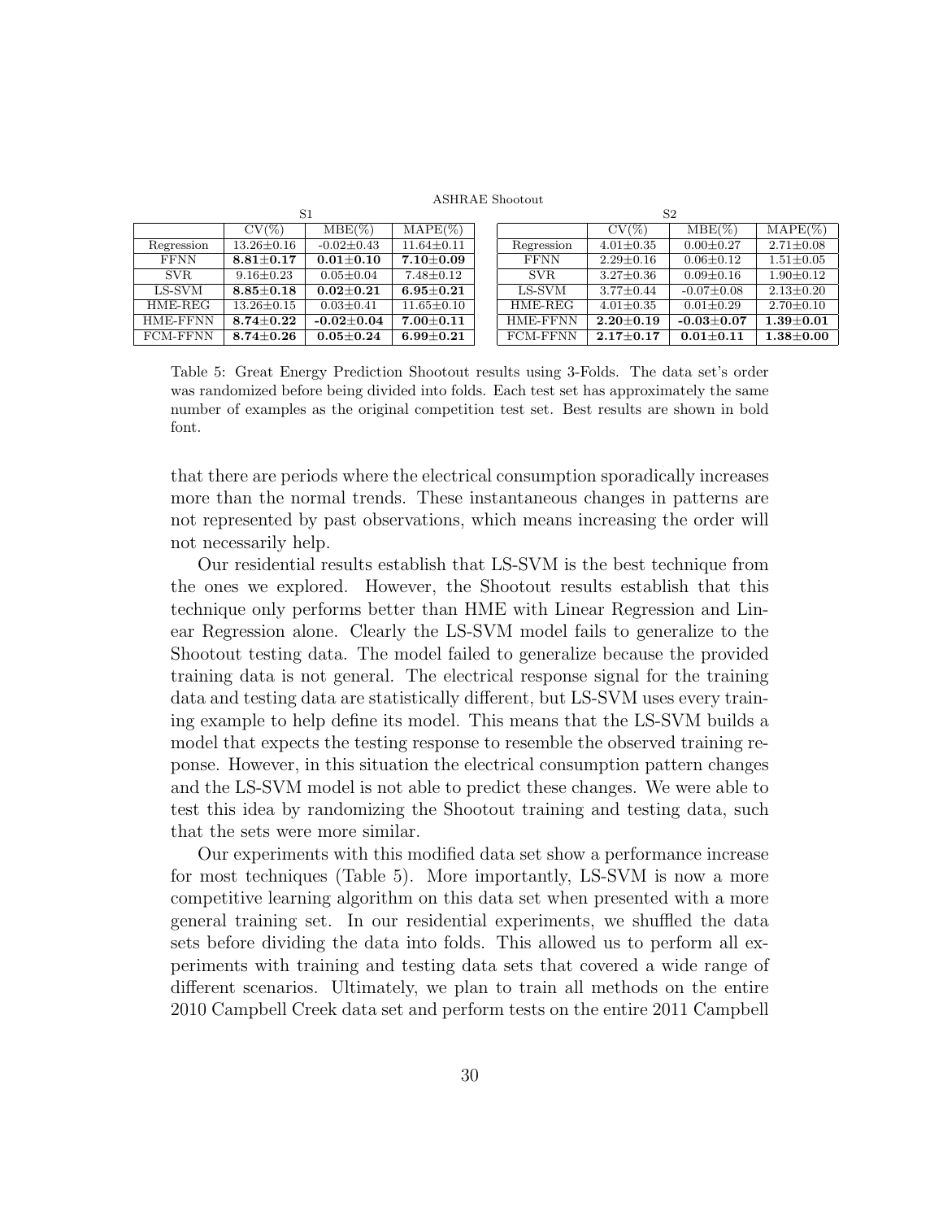ASHRAE Shootout

| S1 | CV(%) | MBE(%) | MAPE(%) |
|---|---|---|---|
| Regression | 13.26±0.16 | -0.02±0.43 | 11.64±0.11 |
| FFNN | **8.81±0.17** | **0.01±0.10** | **7.10±0.09** |
| SVR | 9.16±0.23 | 0.05±0.04 | 7.48±0.12 |
| LS-SVM | **8.85±0.18** | **0.02±0.21** | **6.95±0.21** |
| HME-REG | 13.26±0.15 | 0.03±0.41 | 11.65±0.10 |
| HME-FFNN | **8.74±0.22** | **-0.02±0.04** | **7.00±0.11** |
| FCM-FFNN | **8.74±0.26** | **0.05±0.24** | **6.99±0.21** |

| S2 | CV(%) | MBE(%) | MAPE(%) |
|---|---|---|---|
| Regression | 4.01±0.35 | 0.00±0.27 | 2.71±0.08 |
| FFNN | 2.29±0.16 | 0.06±0.12 | 1.51±0.05 |
| SVR | 3.27±0.36 | 0.09±0.16 | 1.90±0.12 |
| LS-SVM | 3.77±0.44 | -0.07±0.08 | 2.13±0.20 |
| HME-REG | 4.01±0.35 | 0.01±0.29 | 2.70±0.10 |
| HME-FFNN | **2.20±0.19** | **-0.03±0.07** | **1.39±0.01** |
| FCM-FFNN | **2.17±0.17** | **0.01±0.11** | **1.38±0.00** |

Table 5: Great Energy Prediction Shootout results using 3-Folds. The data set's order was randomized before being divided into folds. Each test set has approximately the same number of examples as the original competition test set. Best results are shown in bold font.

that there are periods where the electrical consumption sporadically increases more than the normal trends. These instantaneous changes in patterns are not represented by past observations, which means increasing the order will not necessarily help.

Our residential results establish that LS-SVM is the best technique from the ones we explored. However, the Shootout results establish that this technique only performs better than HME with Linear Regression and Linear Regression alone. Clearly the LS-SVM model fails to generalize to the Shootout testing data. The model failed to generalize because the provided training data is not general. The electrical response signal for the training data and testing data are statistically different, but LS-SVM uses every training example to help define its model. This means that the LS-SVM builds a model that expects the testing response to resemble the observed training reponse. However, in this situation the electrical consumption pattern changes and the LS-SVM model is not able to predict these changes. We were able to test this idea by randomizing the Shootout training and testing data, such that the sets were more similar.

Our experiments with this modified data set show a performance increase for most techniques (Table 5). More importantly, LS-SVM is now a more competitive learning algorithm on this data set when presented with a more general training set. In our residential experiments, we shuffled the data sets before dividing the data into folds. This allowed us to perform all experiments with training and testing data sets that covered a wide range of different scenarios. Ultimately, we plan to train all methods on the entire 2010 Campbell Creek data set and perform tests on the entire 2011 Campbell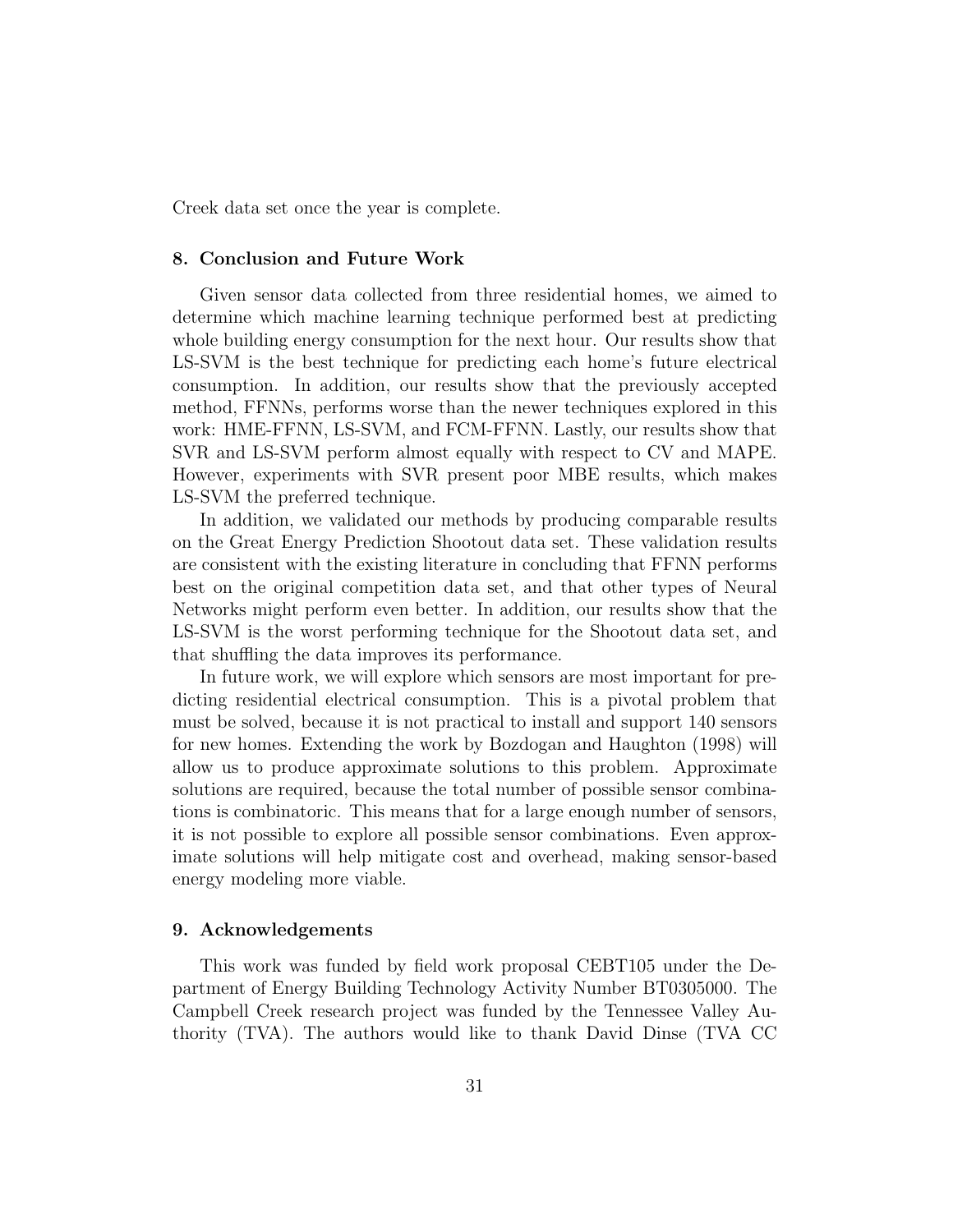Creek data set once the year is complete.

## 8. Conclusion and Future Work

Given sensor data collected from three residential homes, we aimed to determine which machine learning technique performed best at predicting whole building energy consumption for the next hour. Our results show that LS-SVM is the best technique for predicting each home's future electrical consumption. In addition, our results show that the previously accepted method, FFNNs, performs worse than the newer techniques explored in this work: HME-FFNN, LS-SVM, and FCM-FFNN. Lastly, our results show that SVR and LS-SVM perform almost equally with respect to CV and MAPE. However, experiments with SVR present poor MBE results, which makes LS-SVM the preferred technique.

In addition, we validated our methods by producing comparable results on the Great Energy Prediction Shootout data set. These validation results are consistent with the existing literature in concluding that FFNN performs best on the original competition data set, and that other types of Neural Networks might perform even better. In addition, our results show that the LS-SVM is the worst performing technique for the Shootout data set, and that shuffling the data improves its performance.

In future work, we will explore which sensors are most important for predicting residential electrical consumption. This is a pivotal problem that must be solved, because it is not practical to install and support 140 sensors for new homes. Extending the work by Bozdogan and Haughton (1998) will allow us to produce approximate solutions to this problem. Approximate solutions are required, because the total number of possible sensor combinations is combinatoric. This means that for a large enough number of sensors, it is not possible to explore all possible sensor combinations. Even approximate solutions will help mitigate cost and overhead, making sensor-based energy modeling more viable.

## 9. Acknowledgements

This work was funded by field work proposal CEBT105 under the Department of Energy Building Technology Activity Number BT0305000. The Campbell Creek research project was funded by the Tennessee Valley Authority (TVA). The authors would like to thank David Dinse (TVA CC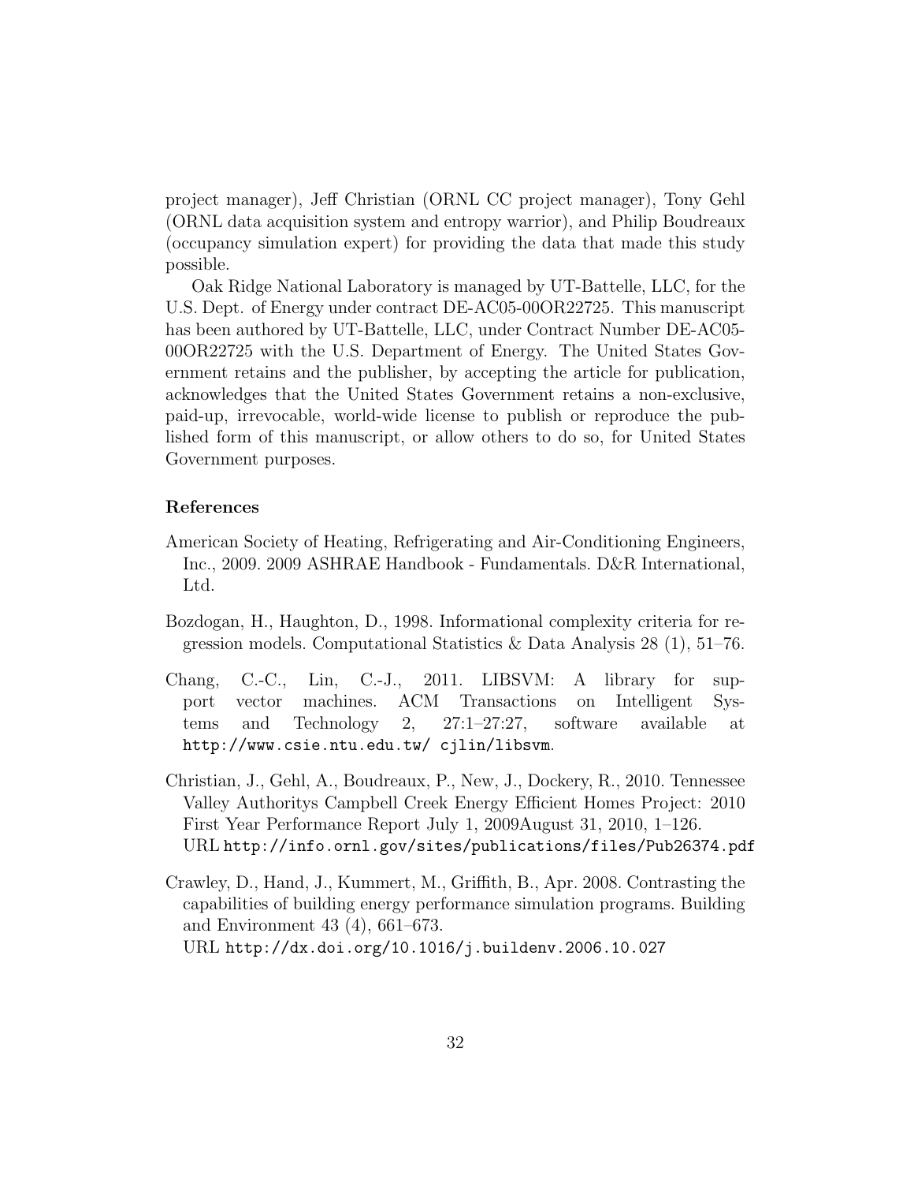project manager), Jeff Christian (ORNL CC project manager), Tony Gehl (ORNL data acquisition system and entropy warrior), and Philip Boudreaux (occupancy simulation expert) for providing the data that made this study possible.

Oak Ridge National Laboratory is managed by UT-Battelle, LLC, for the U.S. Dept. of Energy under contract DE-AC05-00OR22725. This manuscript has been authored by UT-Battelle, LLC, under Contract Number DE-AC05-00OR22725 with the U.S. Department of Energy. The United States Government retains and the publisher, by accepting the article for publication, acknowledges that the United States Government retains a non-exclusive, paid-up, irrevocable, world-wide license to publish or reproduce the published form of this manuscript, or allow others to do so, for United States Government purposes.

## References

American Society of Heating, Refrigerating and Air-Conditioning Engineers, Inc., 2009. 2009 ASHRAE Handbook - Fundamentals. D&R International, Ltd.

Bozdogan, H., Haughton, D., 1998. Informational complexity criteria for regression models. Computational Statistics & Data Analysis 28 (1), 51–76.

Chang, C.-C., Lin, C.-J., 2011. LIBSVM: A library for support vector machines. ACM Transactions on Intelligent Systems and Technology 2, 27:1–27:27, software available at `http://www.csie.ntu.edu.tw/ cjlin/libsvm`.

Christian, J., Gehl, A., Boudreaux, P., New, J., Dockery, R., 2010. Tennessee Valley Authoritys Campbell Creek Energy Efficient Homes Project: 2010 First Year Performance Report July 1, 2009August 31, 2010, 1–126. URL `http://info.ornl.gov/sites/publications/files/Pub26374.pdf`

Crawley, D., Hand, J., Kummert, M., Griffith, B., Apr. 2008. Contrasting the capabilities of building energy performance simulation programs. Building and Environment 43 (4), 661–673.
URL `http://dx.doi.org/10.1016/j.buildenv.2006.10.027`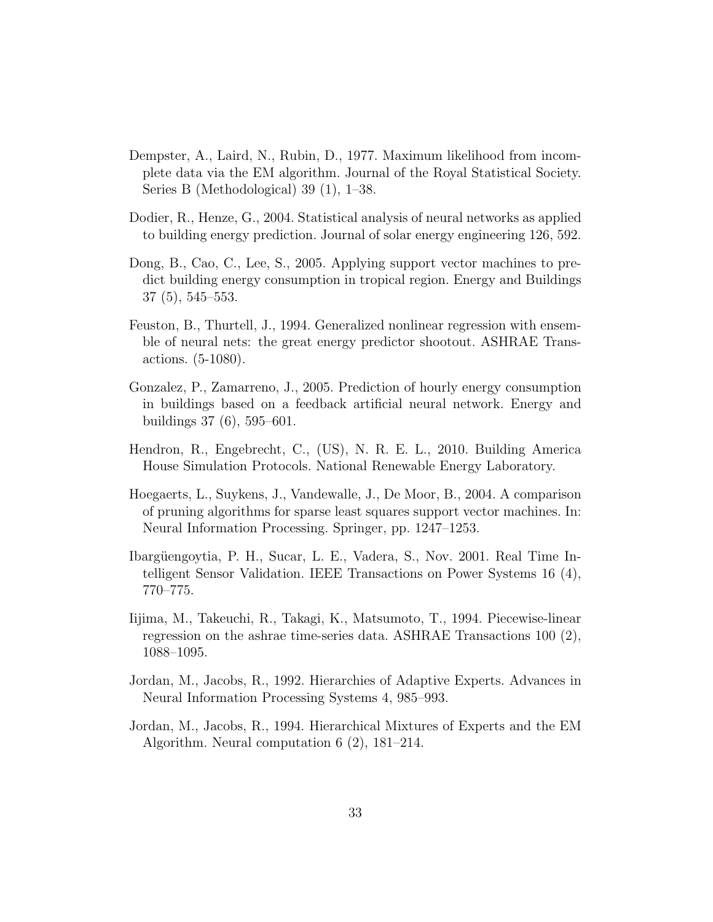Dempster, A., Laird, N., Rubin, D., 1977. Maximum likelihood from incomplete data via the EM algorithm. Journal of the Royal Statistical Society. Series B (Methodological) 39 (1), 1–38.

Dodier, R., Henze, G., 2004. Statistical analysis of neural networks as applied to building energy prediction. Journal of solar energy engineering 126, 592.

Dong, B., Cao, C., Lee, S., 2005. Applying support vector machines to predict building energy consumption in tropical region. Energy and Buildings 37 (5), 545–553.

Feuston, B., Thurtell, J., 1994. Generalized nonlinear regression with ensemble of neural nets: the great energy predictor shootout. ASHRAE Transactions. (5-1080).

Gonzalez, P., Zamarreno, J., 2005. Prediction of hourly energy consumption in buildings based on a feedback artificial neural network. Energy and buildings 37 (6), 595–601.

Hendron, R., Engebrecht, C., (US), N. R. E. L., 2010. Building America House Simulation Protocols. National Renewable Energy Laboratory.

Hoegaerts, L., Suykens, J., Vandewalle, J., De Moor, B., 2004. A comparison of pruning algorithms for sparse least squares support vector machines. In: Neural Information Processing. Springer, pp. 1247–1253.

Ibargüengoytia, P. H., Sucar, L. E., Vadera, S., Nov. 2001. Real Time Intelligent Sensor Validation. IEEE Transactions on Power Systems 16 (4), 770–775.

Iijima, M., Takeuchi, R., Takagi, K., Matsumoto, T., 1994. Piecewise-linear regression on the ashrae time-series data. ASHRAE Transactions 100 (2), 1088–1095.

Jordan, M., Jacobs, R., 1992. Hierarchies of Adaptive Experts. Advances in Neural Information Processing Systems 4, 985–993.

Jordan, M., Jacobs, R., 1994. Hierarchical Mixtures of Experts and the EM Algorithm. Neural computation 6 (2), 181–214.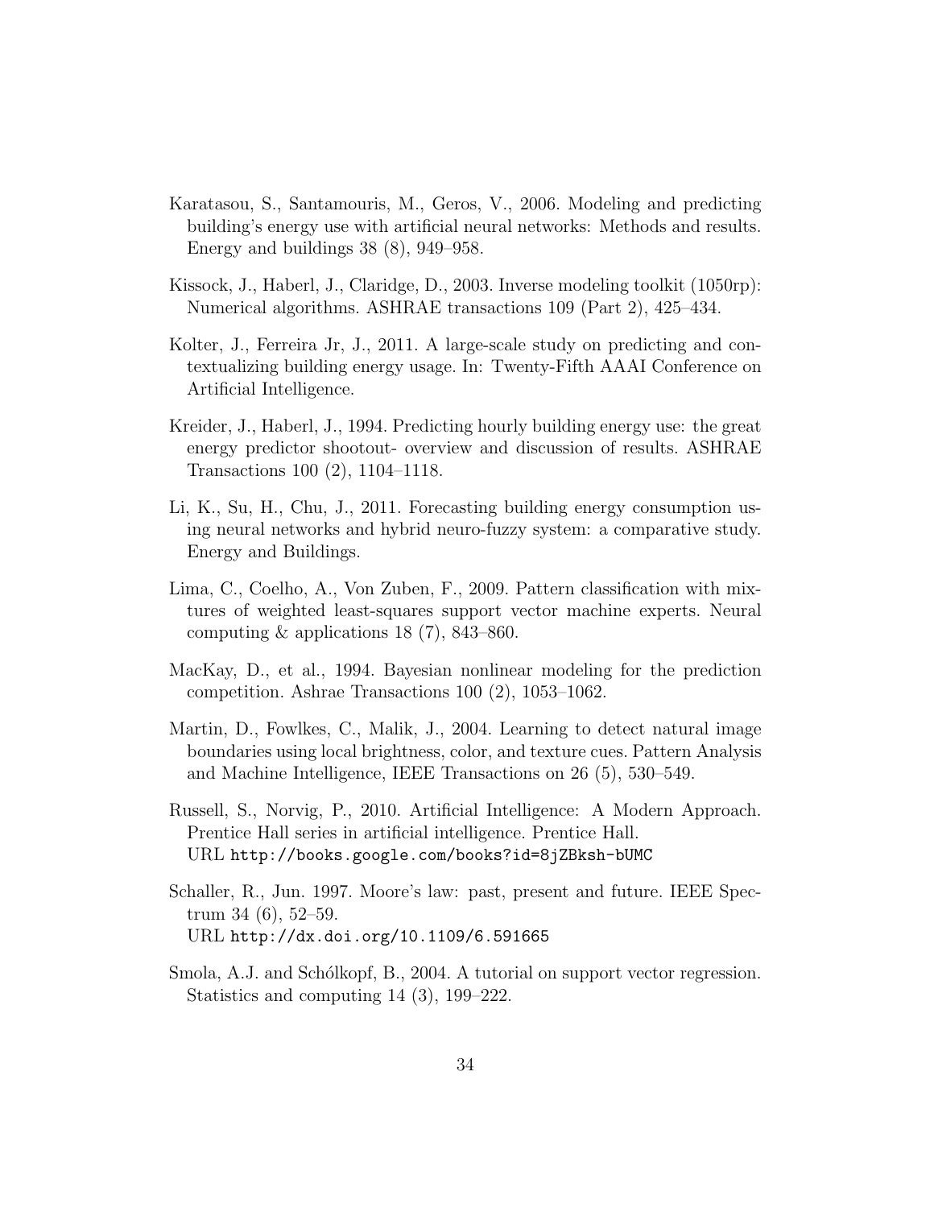Karatasou, S., Santamouris, M., Geros, V., 2006. Modeling and predicting building's energy use with artificial neural networks: Methods and results. Energy and buildings 38 (8), 949–958.

Kissock, J., Haberl, J., Claridge, D., 2003. Inverse modeling toolkit (1050rp): Numerical algorithms. ASHRAE transactions 109 (Part 2), 425–434.

Kolter, J., Ferreira Jr, J., 2011. A large-scale study on predicting and contextualizing building energy usage. In: Twenty-Fifth AAAI Conference on Artificial Intelligence.

Kreider, J., Haberl, J., 1994. Predicting hourly building energy use: the great energy predictor shootout- overview and discussion of results. ASHRAE Transactions 100 (2), 1104–1118.

Li, K., Su, H., Chu, J., 2011. Forecasting building energy consumption using neural networks and hybrid neuro-fuzzy system: a comparative study. Energy and Buildings.

Lima, C., Coelho, A., Von Zuben, F., 2009. Pattern classification with mixtures of weighted least-squares support vector machine experts. Neural computing & applications 18 (7), 843–860.

MacKay, D., et al., 1994. Bayesian nonlinear modeling for the prediction competition. Ashrae Transactions 100 (2), 1053–1062.

Martin, D., Fowlkes, C., Malik, J., 2004. Learning to detect natural image boundaries using local brightness, color, and texture cues. Pattern Analysis and Machine Intelligence, IEEE Transactions on 26 (5), 530–549.

Russell, S., Norvig, P., 2010. Artificial Intelligence: A Modern Approach. Prentice Hall series in artificial intelligence. Prentice Hall.
URL `http://books.google.com/books?id=8jZBksh-bUMC`

Schaller, R., Jun. 1997. Moore's law: past, present and future. IEEE Spectrum 34 (6), 52–59.
URL `http://dx.doi.org/10.1109/6.591665`

Smola, A.J. and Schólkopf, B., 2004. A tutorial on support vector regression. Statistics and computing 14 (3), 199–222.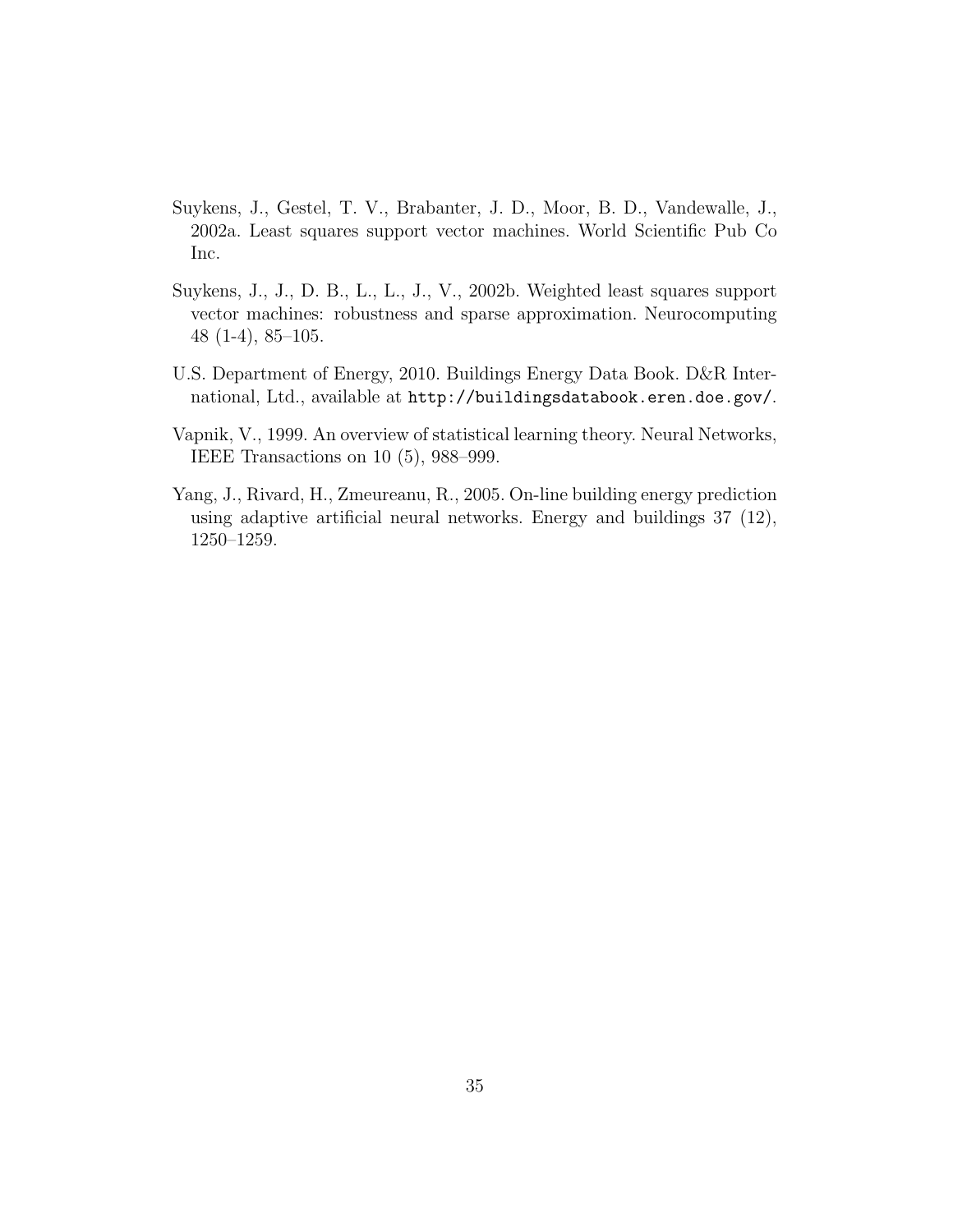Suykens, J., Gestel, T. V., Brabanter, J. D., Moor, B. D., Vandewalle, J., 2002a. Least squares support vector machines. World Scientific Pub Co Inc.

Suykens, J., J., D. B., L., L., J., V., 2002b. Weighted least squares support vector machines: robustness and sparse approximation. Neurocomputing 48 (1-4), 85–105.

U.S. Department of Energy, 2010. Buildings Energy Data Book. D&R International, Ltd., available at http://buildingsdatabook.eren.doe.gov/.

Vapnik, V., 1999. An overview of statistical learning theory. Neural Networks, IEEE Transactions on 10 (5), 988–999.

Yang, J., Rivard, H., Zmeureanu, R., 2005. On-line building energy prediction using adaptive artificial neural networks. Energy and buildings 37 (12), 1250–1259.